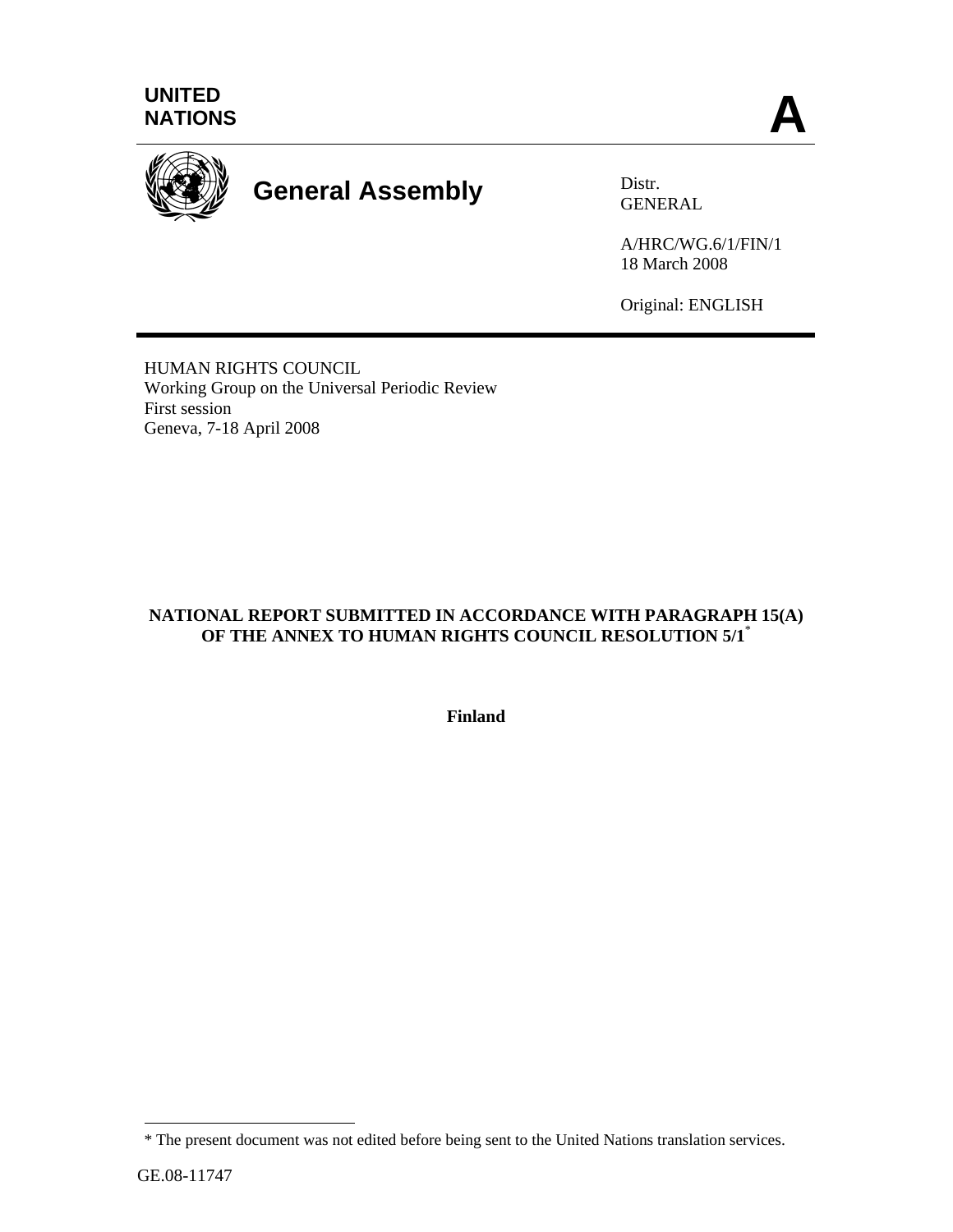UNITED NATIONS

# A

**General Assembly**

Distr.
GENERAL

A/HRC/WG.6/1/FIN/1
18 March 2008

Original: ENGLISH

HUMAN RIGHTS COUNCIL
Working Group on the Universal Periodic Review
First session
Geneva, 7-18 April 2008

## NATIONAL REPORT SUBMITTED IN ACCORDANCE WITH PARAGRAPH 15(A) OF THE ANNEX TO HUMAN RIGHTS COUNCIL RESOLUTION 5/1*

**Finland**

\* The present document was not edited before being sent to the United Nations translation services.

GE.08-11747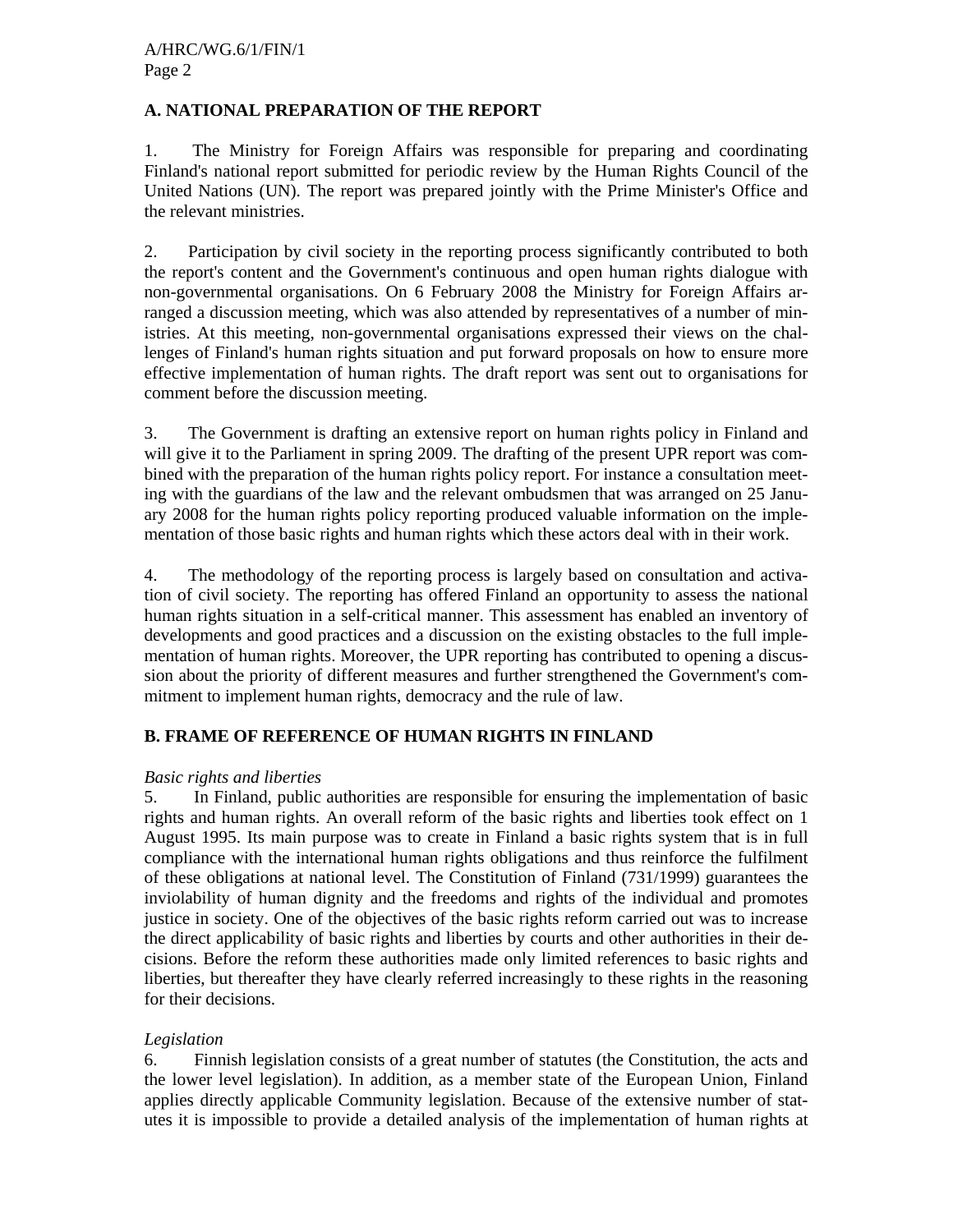## A. NATIONAL PREPARATION OF THE REPORT

1. The Ministry for Foreign Affairs was responsible for preparing and coordinating Finland's national report submitted for periodic review by the Human Rights Council of the United Nations (UN). The report was prepared jointly with the Prime Minister's Office and the relevant ministries.

2. Participation by civil society in the reporting process significantly contributed to both the report's content and the Government's continuous and open human rights dialogue with non-governmental organisations. On 6 February 2008 the Ministry for Foreign Affairs arranged a discussion meeting, which was also attended by representatives of a number of ministries. At this meeting, non-governmental organisations expressed their views on the challenges of Finland's human rights situation and put forward proposals on how to ensure more effective implementation of human rights. The draft report was sent out to organisations for comment before the discussion meeting.

3. The Government is drafting an extensive report on human rights policy in Finland and will give it to the Parliament in spring 2009. The drafting of the present UPR report was combined with the preparation of the human rights policy report. For instance a consultation meeting with the guardians of the law and the relevant ombudsmen that was arranged on 25 January 2008 for the human rights policy reporting produced valuable information on the implementation of those basic rights and human rights which these actors deal with in their work.

4. The methodology of the reporting process is largely based on consultation and activation of civil society. The reporting has offered Finland an opportunity to assess the national human rights situation in a self-critical manner. This assessment has enabled an inventory of developments and good practices and a discussion on the existing obstacles to the full implementation of human rights. Moreover, the UPR reporting has contributed to opening a discussion about the priority of different measures and further strengthened the Government's commitment to implement human rights, democracy and the rule of law.

## B. FRAME OF REFERENCE OF HUMAN RIGHTS IN FINLAND

*Basic rights and liberties*

5. In Finland, public authorities are responsible for ensuring the implementation of basic rights and human rights. An overall reform of the basic rights and liberties took effect on 1 August 1995. Its main purpose was to create in Finland a basic rights system that is in full compliance with the international human rights obligations and thus reinforce the fulfilment of these obligations at national level. The Constitution of Finland (731/1999) guarantees the inviolability of human dignity and the freedoms and rights of the individual and promotes justice in society. One of the objectives of the basic rights reform carried out was to increase the direct applicability of basic rights and liberties by courts and other authorities in their decisions. Before the reform these authorities made only limited references to basic rights and liberties, but thereafter they have clearly referred increasingly to these rights in the reasoning for their decisions.

*Legislation*

6. Finnish legislation consists of a great number of statutes (the Constitution, the acts and the lower level legislation). In addition, as a member state of the European Union, Finland applies directly applicable Community legislation. Because of the extensive number of statutes it is impossible to provide a detailed analysis of the implementation of human rights at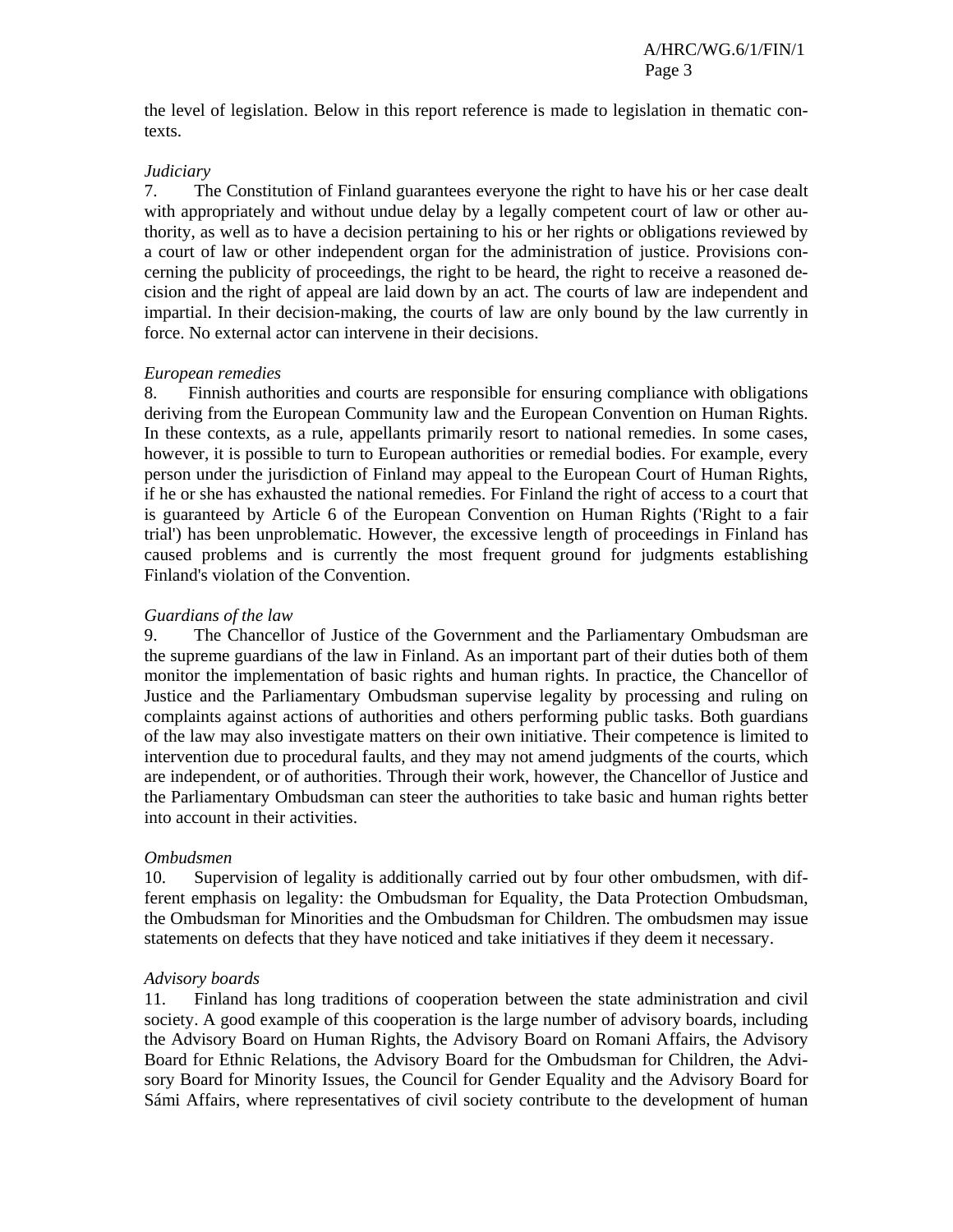the level of legislation. Below in this report reference is made to legislation in thematic contexts.

*Judiciary*

7. The Constitution of Finland guarantees everyone the right to have his or her case dealt with appropriately and without undue delay by a legally competent court of law or other authority, as well as to have a decision pertaining to his or her rights or obligations reviewed by a court of law or other independent organ for the administration of justice. Provisions concerning the publicity of proceedings, the right to be heard, the right to receive a reasoned decision and the right of appeal are laid down by an act. The courts of law are independent and impartial. In their decision-making, the courts of law are only bound by the law currently in force. No external actor can intervene in their decisions.

*European remedies*

8. Finnish authorities and courts are responsible for ensuring compliance with obligations deriving from the European Community law and the European Convention on Human Rights. In these contexts, as a rule, appellants primarily resort to national remedies. In some cases, however, it is possible to turn to European authorities or remedial bodies. For example, every person under the jurisdiction of Finland may appeal to the European Court of Human Rights, if he or she has exhausted the national remedies. For Finland the right of access to a court that is guaranteed by Article 6 of the European Convention on Human Rights ('Right to a fair trial') has been unproblematic. However, the excessive length of proceedings in Finland has caused problems and is currently the most frequent ground for judgments establishing Finland's violation of the Convention.

*Guardians of the law*

9. The Chancellor of Justice of the Government and the Parliamentary Ombudsman are the supreme guardians of the law in Finland. As an important part of their duties both of them monitor the implementation of basic rights and human rights. In practice, the Chancellor of Justice and the Parliamentary Ombudsman supervise legality by processing and ruling on complaints against actions of authorities and others performing public tasks. Both guardians of the law may also investigate matters on their own initiative. Their competence is limited to intervention due to procedural faults, and they may not amend judgments of the courts, which are independent, or of authorities. Through their work, however, the Chancellor of Justice and the Parliamentary Ombudsman can steer the authorities to take basic and human rights better into account in their activities.

*Ombudsmen*

10. Supervision of legality is additionally carried out by four other ombudsmen, with different emphasis on legality: the Ombudsman for Equality, the Data Protection Ombudsman, the Ombudsman for Minorities and the Ombudsman for Children. The ombudsmen may issue statements on defects that they have noticed and take initiatives if they deem it necessary.

*Advisory boards*

11. Finland has long traditions of cooperation between the state administration and civil society. A good example of this cooperation is the large number of advisory boards, including the Advisory Board on Human Rights, the Advisory Board on Romani Affairs, the Advisory Board for Ethnic Relations, the Advisory Board for the Ombudsman for Children, the Advisory Board for Minority Issues, the Council for Gender Equality and the Advisory Board for Sámi Affairs, where representatives of civil society contribute to the development of human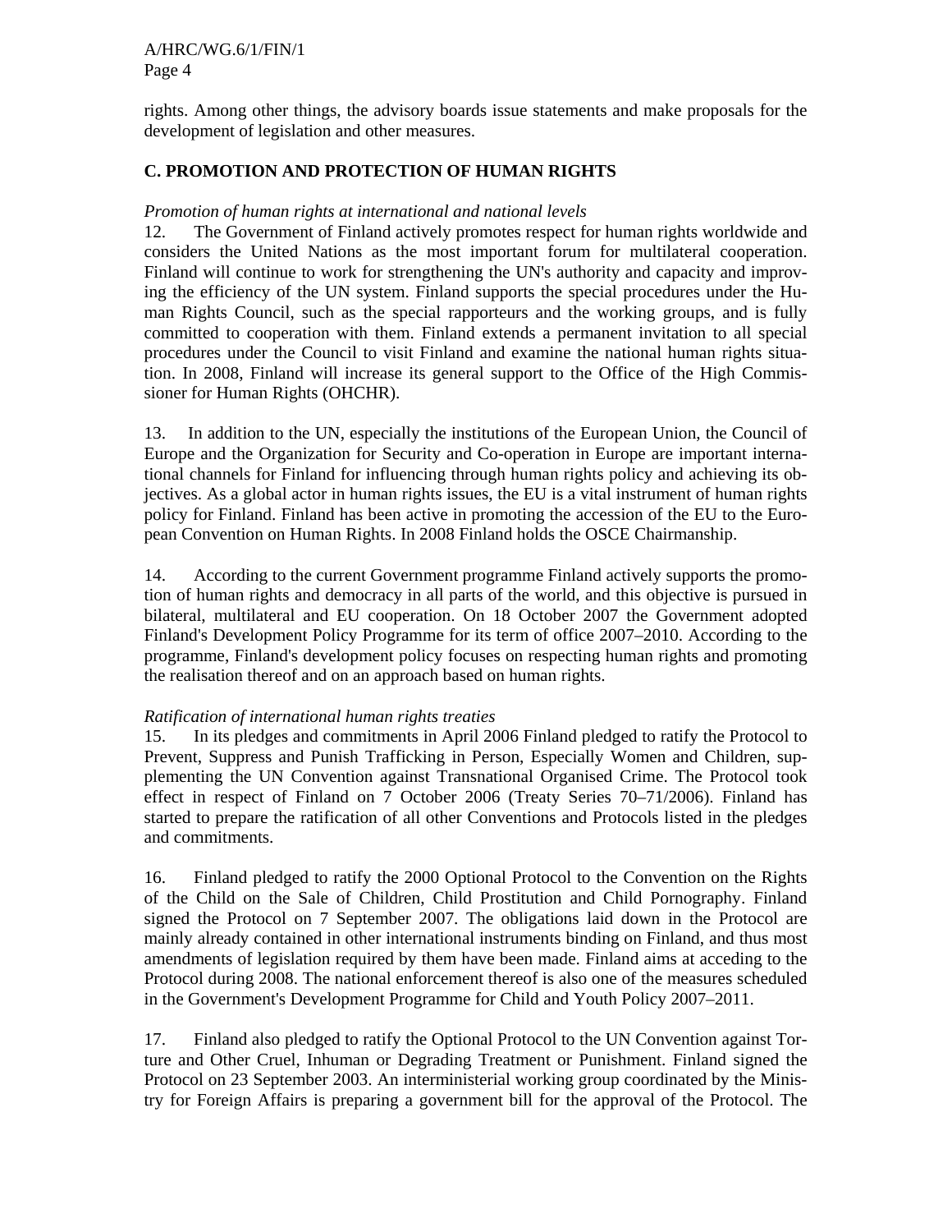rights. Among other things, the advisory boards issue statements and make proposals for the development of legislation and other measures.

## C. PROMOTION AND PROTECTION OF HUMAN RIGHTS

*Promotion of human rights at international and national levels*

12. The Government of Finland actively promotes respect for human rights worldwide and considers the United Nations as the most important forum for multilateral cooperation. Finland will continue to work for strengthening the UN's authority and capacity and improving the efficiency of the UN system. Finland supports the special procedures under the Human Rights Council, such as the special rapporteurs and the working groups, and is fully committed to cooperation with them. Finland extends a permanent invitation to all special procedures under the Council to visit Finland and examine the national human rights situation. In 2008, Finland will increase its general support to the Office of the High Commissioner for Human Rights (OHCHR).

13. In addition to the UN, especially the institutions of the European Union, the Council of Europe and the Organization for Security and Co-operation in Europe are important international channels for Finland for influencing through human rights policy and achieving its objectives. As a global actor in human rights issues, the EU is a vital instrument of human rights policy for Finland. Finland has been active in promoting the accession of the EU to the European Convention on Human Rights. In 2008 Finland holds the OSCE Chairmanship.

14. According to the current Government programme Finland actively supports the promotion of human rights and democracy in all parts of the world, and this objective is pursued in bilateral, multilateral and EU cooperation. On 18 October 2007 the Government adopted Finland's Development Policy Programme for its term of office 2007–2010. According to the programme, Finland's development policy focuses on respecting human rights and promoting the realisation thereof and on an approach based on human rights.

*Ratification of international human rights treaties*

15. In its pledges and commitments in April 2006 Finland pledged to ratify the Protocol to Prevent, Suppress and Punish Trafficking in Person, Especially Women and Children, supplementing the UN Convention against Transnational Organised Crime. The Protocol took effect in respect of Finland on 7 October 2006 (Treaty Series 70–71/2006). Finland has started to prepare the ratification of all other Conventions and Protocols listed in the pledges and commitments.

16. Finland pledged to ratify the 2000 Optional Protocol to the Convention on the Rights of the Child on the Sale of Children, Child Prostitution and Child Pornography. Finland signed the Protocol on 7 September 2007. The obligations laid down in the Protocol are mainly already contained in other international instruments binding on Finland, and thus most amendments of legislation required by them have been made. Finland aims at acceding to the Protocol during 2008. The national enforcement thereof is also one of the measures scheduled in the Government's Development Programme for Child and Youth Policy 2007–2011.

17. Finland also pledged to ratify the Optional Protocol to the UN Convention against Torture and Other Cruel, Inhuman or Degrading Treatment or Punishment. Finland signed the Protocol on 23 September 2003. An interministerial working group coordinated by the Ministry for Foreign Affairs is preparing a government bill for the approval of the Protocol. The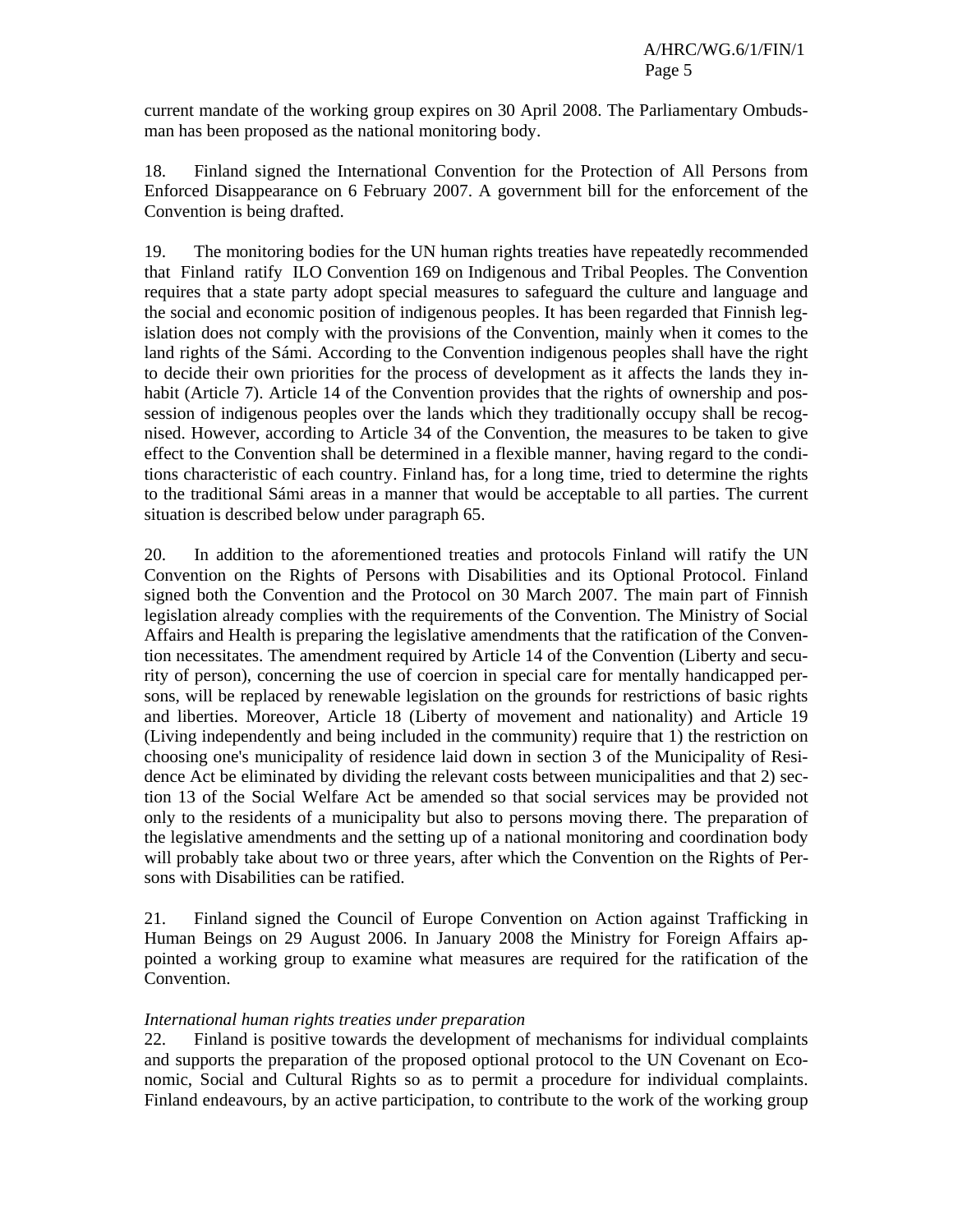current mandate of the working group expires on 30 April 2008. The Parliamentary Ombudsman has been proposed as the national monitoring body.

18. Finland signed the International Convention for the Protection of All Persons from Enforced Disappearance on 6 February 2007. A government bill for the enforcement of the Convention is being drafted.

19. The monitoring bodies for the UN human rights treaties have repeatedly recommended that Finland ratify ILO Convention 169 on Indigenous and Tribal Peoples. The Convention requires that a state party adopt special measures to safeguard the culture and language and the social and economic position of indigenous peoples. It has been regarded that Finnish legislation does not comply with the provisions of the Convention, mainly when it comes to the land rights of the Sámi. According to the Convention indigenous peoples shall have the right to decide their own priorities for the process of development as it affects the lands they inhabit (Article 7). Article 14 of the Convention provides that the rights of ownership and possession of indigenous peoples over the lands which they traditionally occupy shall be recognised. However, according to Article 34 of the Convention, the measures to be taken to give effect to the Convention shall be determined in a flexible manner, having regard to the conditions characteristic of each country. Finland has, for a long time, tried to determine the rights to the traditional Sámi areas in a manner that would be acceptable to all parties. The current situation is described below under paragraph 65.

20. In addition to the aforementioned treaties and protocols Finland will ratify the UN Convention on the Rights of Persons with Disabilities and its Optional Protocol. Finland signed both the Convention and the Protocol on 30 March 2007. The main part of Finnish legislation already complies with the requirements of the Convention. The Ministry of Social Affairs and Health is preparing the legislative amendments that the ratification of the Convention necessitates. The amendment required by Article 14 of the Convention (Liberty and security of person), concerning the use of coercion in special care for mentally handicapped persons, will be replaced by renewable legislation on the grounds for restrictions of basic rights and liberties. Moreover, Article 18 (Liberty of movement and nationality) and Article 19 (Living independently and being included in the community) require that 1) the restriction on choosing one's municipality of residence laid down in section 3 of the Municipality of Residence Act be eliminated by dividing the relevant costs between municipalities and that 2) section 13 of the Social Welfare Act be amended so that social services may be provided not only to the residents of a municipality but also to persons moving there. The preparation of the legislative amendments and the setting up of a national monitoring and coordination body will probably take about two or three years, after which the Convention on the Rights of Persons with Disabilities can be ratified.

21. Finland signed the Council of Europe Convention on Action against Trafficking in Human Beings on 29 August 2006. In January 2008 the Ministry for Foreign Affairs appointed a working group to examine what measures are required for the ratification of the Convention.

*International human rights treaties under preparation*

22. Finland is positive towards the development of mechanisms for individual complaints and supports the preparation of the proposed optional protocol to the UN Covenant on Economic, Social and Cultural Rights so as to permit a procedure for individual complaints. Finland endeavours, by an active participation, to contribute to the work of the working group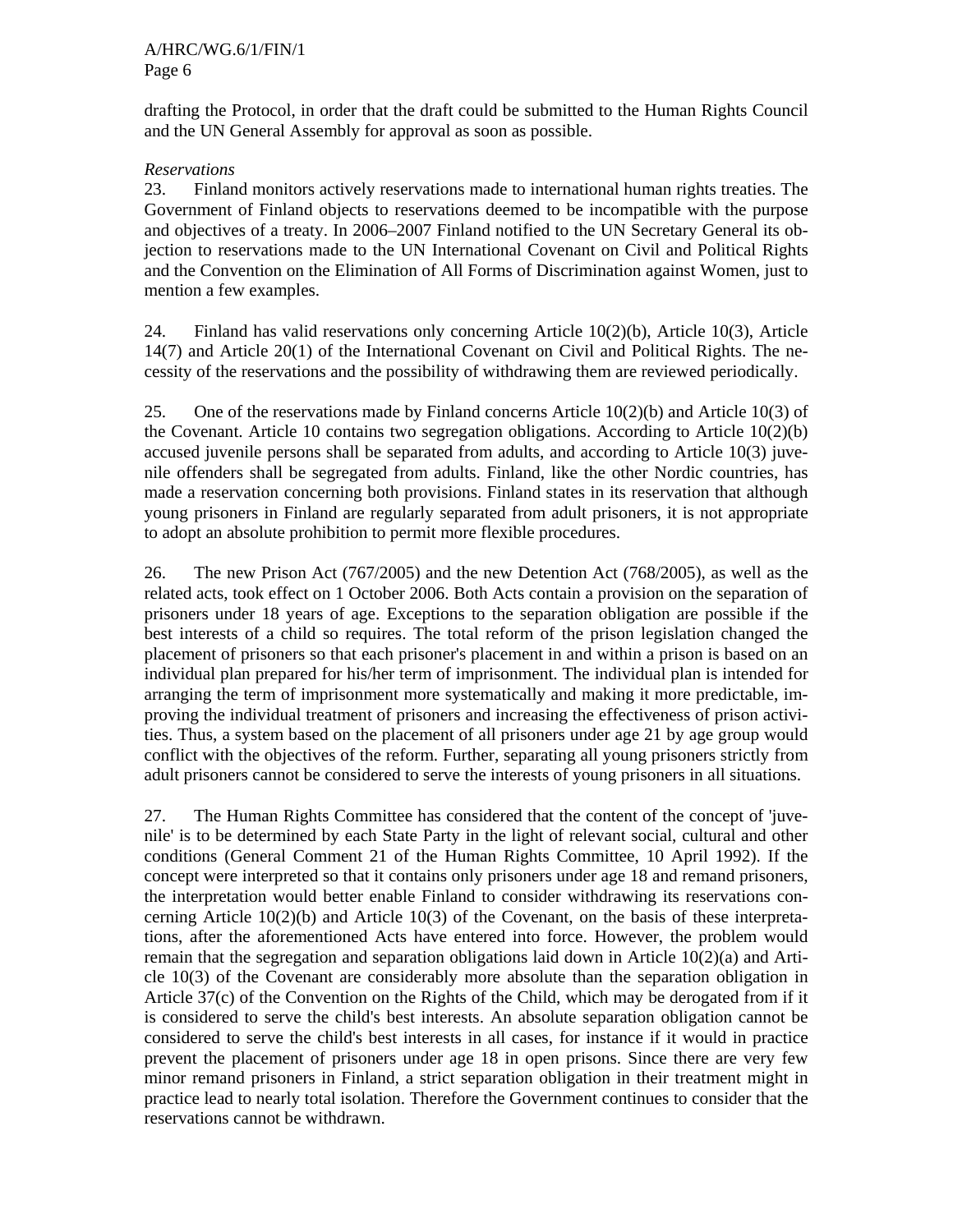drafting the Protocol, in order that the draft could be submitted to the Human Rights Council and the UN General Assembly for approval as soon as possible.

*Reservations*

23. Finland monitors actively reservations made to international human rights treaties. The Government of Finland objects to reservations deemed to be incompatible with the purpose and objectives of a treaty. In 2006–2007 Finland notified to the UN Secretary General its objection to reservations made to the UN International Covenant on Civil and Political Rights and the Convention on the Elimination of All Forms of Discrimination against Women, just to mention a few examples.

24. Finland has valid reservations only concerning Article 10(2)(b), Article 10(3), Article 14(7) and Article 20(1) of the International Covenant on Civil and Political Rights. The necessity of the reservations and the possibility of withdrawing them are reviewed periodically.

25. One of the reservations made by Finland concerns Article 10(2)(b) and Article 10(3) of the Covenant. Article 10 contains two segregation obligations. According to Article 10(2)(b) accused juvenile persons shall be separated from adults, and according to Article 10(3) juvenile offenders shall be segregated from adults. Finland, like the other Nordic countries, has made a reservation concerning both provisions. Finland states in its reservation that although young prisoners in Finland are regularly separated from adult prisoners, it is not appropriate to adopt an absolute prohibition to permit more flexible procedures.

26. The new Prison Act (767/2005) and the new Detention Act (768/2005), as well as the related acts, took effect on 1 October 2006. Both Acts contain a provision on the separation of prisoners under 18 years of age. Exceptions to the separation obligation are possible if the best interests of a child so requires. The total reform of the prison legislation changed the placement of prisoners so that each prisoner's placement in and within a prison is based on an individual plan prepared for his/her term of imprisonment. The individual plan is intended for arranging the term of imprisonment more systematically and making it more predictable, improving the individual treatment of prisoners and increasing the effectiveness of prison activities. Thus, a system based on the placement of all prisoners under age 21 by age group would conflict with the objectives of the reform. Further, separating all young prisoners strictly from adult prisoners cannot be considered to serve the interests of young prisoners in all situations.

27. The Human Rights Committee has considered that the content of the concept of 'juvenile' is to be determined by each State Party in the light of relevant social, cultural and other conditions (General Comment 21 of the Human Rights Committee, 10 April 1992). If the concept were interpreted so that it contains only prisoners under age 18 and remand prisoners, the interpretation would better enable Finland to consider withdrawing its reservations concerning Article 10(2)(b) and Article 10(3) of the Covenant, on the basis of these interpretations, after the aforementioned Acts have entered into force. However, the problem would remain that the segregation and separation obligations laid down in Article 10(2)(a) and Article 10(3) of the Covenant are considerably more absolute than the separation obligation in Article 37(c) of the Convention on the Rights of the Child, which may be derogated from if it is considered to serve the child's best interests. An absolute separation obligation cannot be considered to serve the child's best interests in all cases, for instance if it would in practice prevent the placement of prisoners under age 18 in open prisons. Since there are very few minor remand prisoners in Finland, a strict separation obligation in their treatment might in practice lead to nearly total isolation. Therefore the Government continues to consider that the reservations cannot be withdrawn.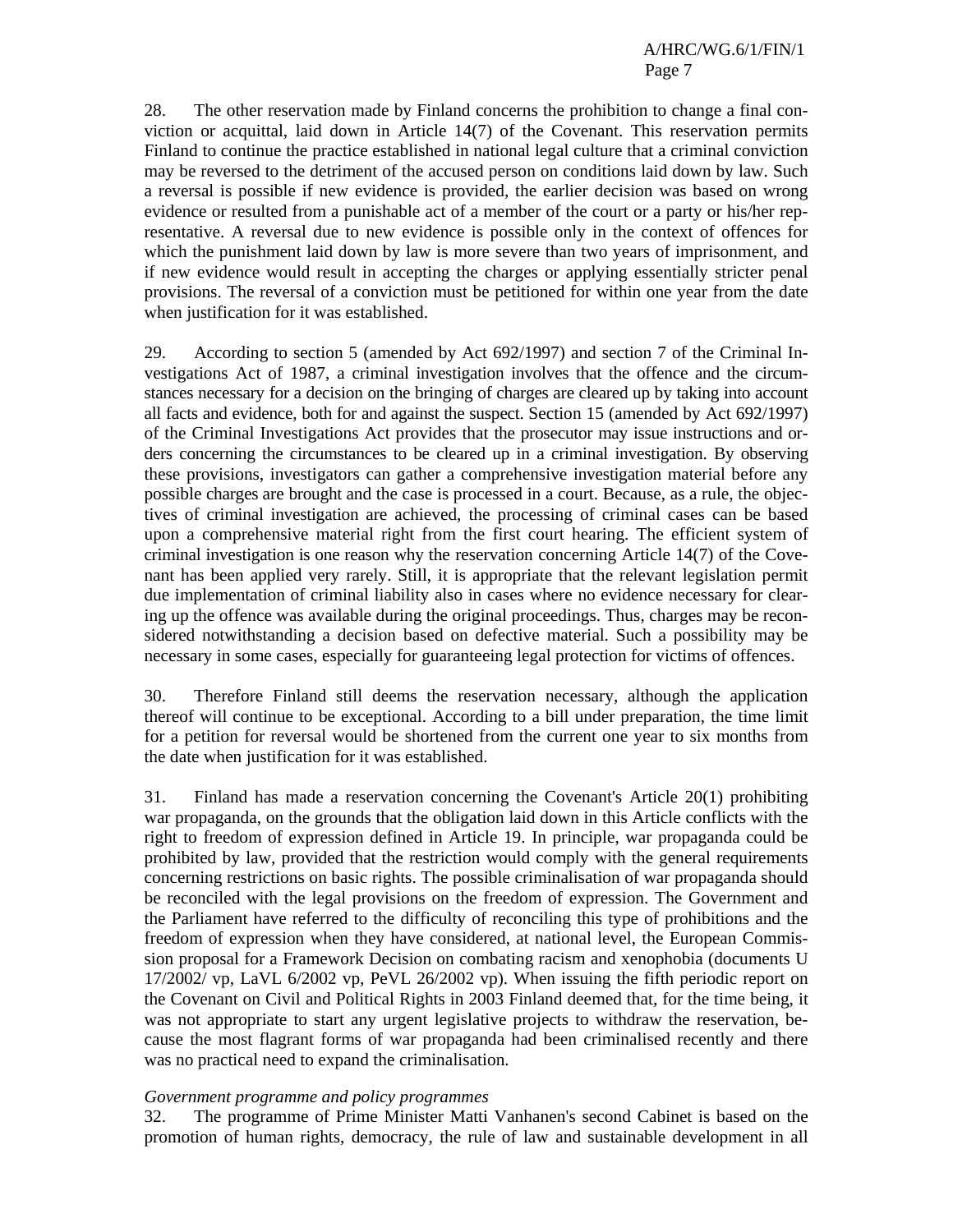28. The other reservation made by Finland concerns the prohibition to change a final conviction or acquittal, laid down in Article 14(7) of the Covenant. This reservation permits Finland to continue the practice established in national legal culture that a criminal conviction may be reversed to the detriment of the accused person on conditions laid down by law. Such a reversal is possible if new evidence is provided, the earlier decision was based on wrong evidence or resulted from a punishable act of a member of the court or a party or his/her representative. A reversal due to new evidence is possible only in the context of offences for which the punishment laid down by law is more severe than two years of imprisonment, and if new evidence would result in accepting the charges or applying essentially stricter penal provisions. The reversal of a conviction must be petitioned for within one year from the date when justification for it was established.

29. According to section 5 (amended by Act 692/1997) and section 7 of the Criminal Investigations Act of 1987, a criminal investigation involves that the offence and the circumstances necessary for a decision on the bringing of charges are cleared up by taking into account all facts and evidence, both for and against the suspect. Section 15 (amended by Act 692/1997) of the Criminal Investigations Act provides that the prosecutor may issue instructions and orders concerning the circumstances to be cleared up in a criminal investigation. By observing these provisions, investigators can gather a comprehensive investigation material before any possible charges are brought and the case is processed in a court. Because, as a rule, the objectives of criminal investigation are achieved, the processing of criminal cases can be based upon a comprehensive material right from the first court hearing. The efficient system of criminal investigation is one reason why the reservation concerning Article 14(7) of the Covenant has been applied very rarely. Still, it is appropriate that the relevant legislation permit due implementation of criminal liability also in cases where no evidence necessary for clearing up the offence was available during the original proceedings. Thus, charges may be reconsidered notwithstanding a decision based on defective material. Such a possibility may be necessary in some cases, especially for guaranteeing legal protection for victims of offences.

30. Therefore Finland still deems the reservation necessary, although the application thereof will continue to be exceptional. According to a bill under preparation, the time limit for a petition for reversal would be shortened from the current one year to six months from the date when justification for it was established.

31. Finland has made a reservation concerning the Covenant's Article 20(1) prohibiting war propaganda, on the grounds that the obligation laid down in this Article conflicts with the right to freedom of expression defined in Article 19. In principle, war propaganda could be prohibited by law, provided that the restriction would comply with the general requirements concerning restrictions on basic rights. The possible criminalisation of war propaganda should be reconciled with the legal provisions on the freedom of expression. The Government and the Parliament have referred to the difficulty of reconciling this type of prohibitions and the freedom of expression when they have considered, at national level, the European Commission proposal for a Framework Decision on combating racism and xenophobia (documents U 17/2002/ vp, LaVL 6/2002 vp, PeVL 26/2002 vp). When issuing the fifth periodic report on the Covenant on Civil and Political Rights in 2003 Finland deemed that, for the time being, it was not appropriate to start any urgent legislative projects to withdraw the reservation, because the most flagrant forms of war propaganda had been criminalised recently and there was no practical need to expand the criminalisation.

*Government programme and policy programmes*

32. The programme of Prime Minister Matti Vanhanen's second Cabinet is based on the promotion of human rights, democracy, the rule of law and sustainable development in all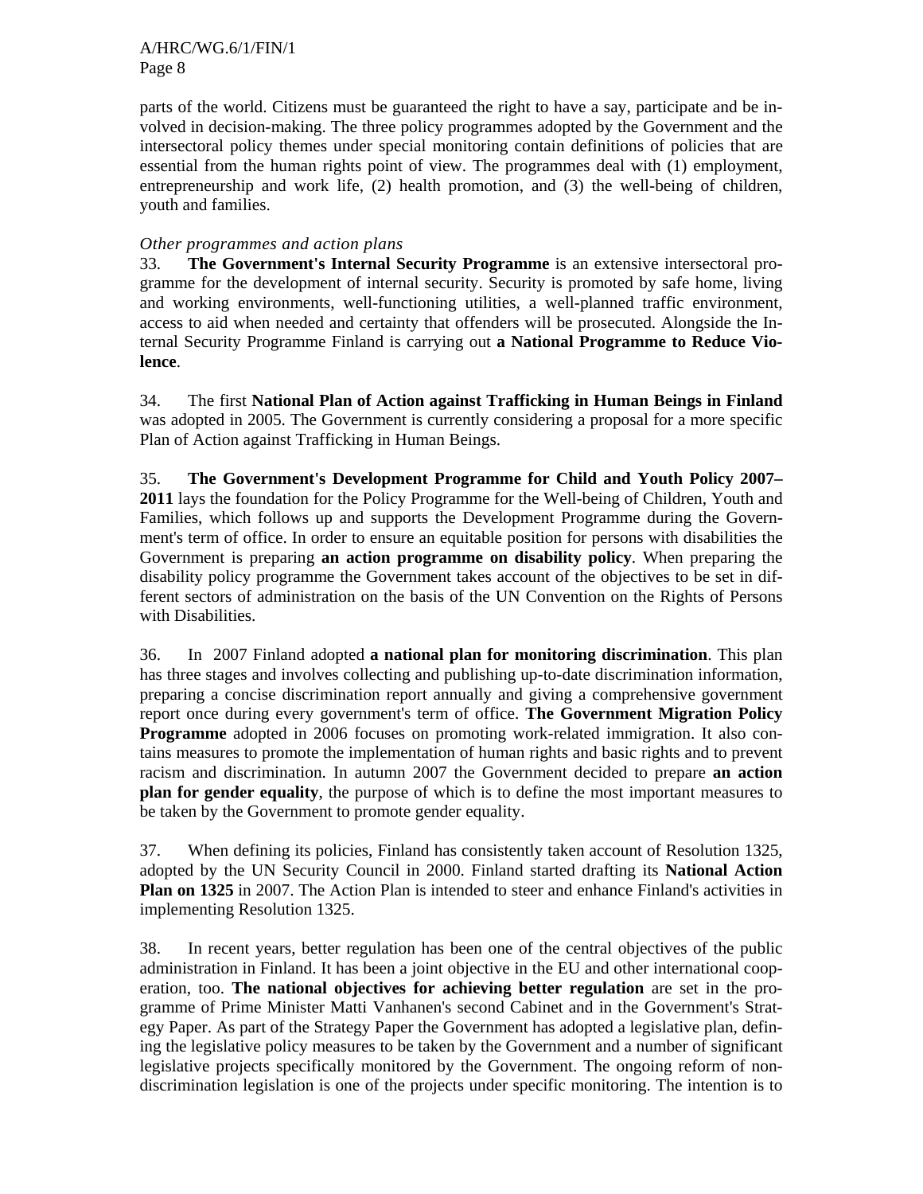parts of the world. Citizens must be guaranteed the right to have a say, participate and be involved in decision-making. The three policy programmes adopted by the Government and the intersectoral policy themes under special monitoring contain definitions of policies that are essential from the human rights point of view. The programmes deal with (1) employment, entrepreneurship and work life, (2) health promotion, and (3) the well-being of children, youth and families.

*Other programmes and action plans*

33. **The Government's Internal Security Programme** is an extensive intersectoral programme for the development of internal security. Security is promoted by safe home, living and working environments, well-functioning utilities, a well-planned traffic environment, access to aid when needed and certainty that offenders will be prosecuted. Alongside the Internal Security Programme Finland is carrying out **a National Programme to Reduce Violence**.

34. The first **National Plan of Action against Trafficking in Human Beings in Finland** was adopted in 2005. The Government is currently considering a proposal for a more specific Plan of Action against Trafficking in Human Beings.

35. **The Government's Development Programme for Child and Youth Policy 2007–2011** lays the foundation for the Policy Programme for the Well-being of Children, Youth and Families, which follows up and supports the Development Programme during the Government's term of office. In order to ensure an equitable position for persons with disabilities the Government is preparing **an action programme on disability policy**. When preparing the disability policy programme the Government takes account of the objectives to be set in different sectors of administration on the basis of the UN Convention on the Rights of Persons with Disabilities.

36. In 2007 Finland adopted **a national plan for monitoring discrimination**. This plan has three stages and involves collecting and publishing up-to-date discrimination information, preparing a concise discrimination report annually and giving a comprehensive government report once during every government's term of office. **The Government Migration Policy Programme** adopted in 2006 focuses on promoting work-related immigration. It also contains measures to promote the implementation of human rights and basic rights and to prevent racism and discrimination. In autumn 2007 the Government decided to prepare **an action plan for gender equality**, the purpose of which is to define the most important measures to be taken by the Government to promote gender equality.

37. When defining its policies, Finland has consistently taken account of Resolution 1325, adopted by the UN Security Council in 2000. Finland started drafting its **National Action Plan on 1325** in 2007. The Action Plan is intended to steer and enhance Finland's activities in implementing Resolution 1325.

38. In recent years, better regulation has been one of the central objectives of the public administration in Finland. It has been a joint objective in the EU and other international cooperation, too. **The national objectives for achieving better regulation** are set in the programme of Prime Minister Matti Vanhanen's second Cabinet and in the Government's Strategy Paper. As part of the Strategy Paper the Government has adopted a legislative plan, defining the legislative policy measures to be taken by the Government and a number of significant legislative projects specifically monitored by the Government. The ongoing reform of non-discrimination legislation is one of the projects under specific monitoring. The intention is to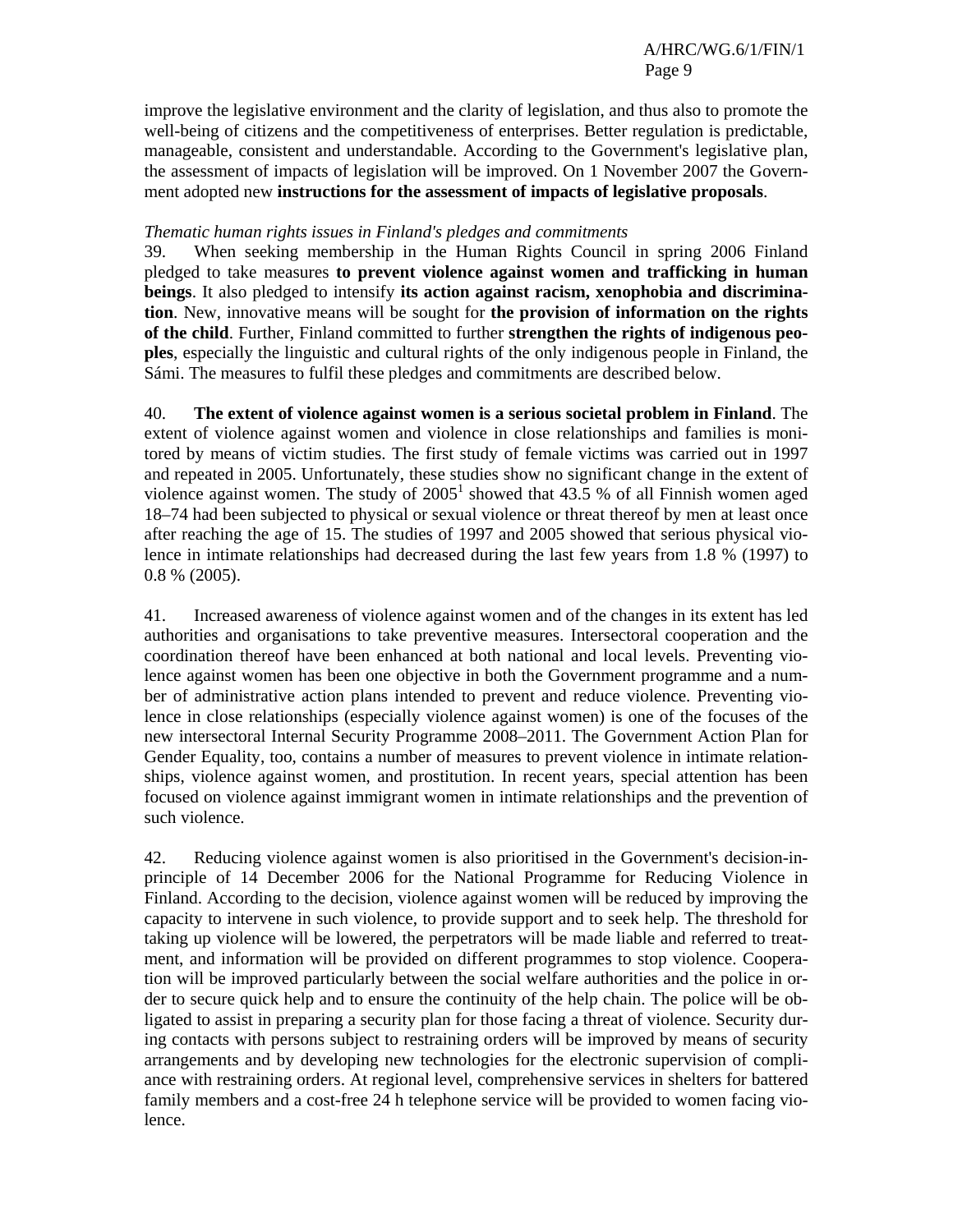improve the legislative environment and the clarity of legislation, and thus also to promote the well-being of citizens and the competitiveness of enterprises. Better regulation is predictable, manageable, consistent and understandable. According to the Government's legislative plan, the assessment of impacts of legislation will be improved. On 1 November 2007 the Government adopted new **instructions for the assessment of impacts of legislative proposals**.

*Thematic human rights issues in Finland's pledges and commitments*

39. When seeking membership in the Human Rights Council in spring 2006 Finland pledged to take measures **to prevent violence against women and trafficking in human beings**. It also pledged to intensify **its action against racism, xenophobia and discrimination**. New, innovative means will be sought for **the provision of information on the rights of the child**. Further, Finland committed to further **strengthen the rights of indigenous peoples**, especially the linguistic and cultural rights of the only indigenous people in Finland, the Sámi. The measures to fulfil these pledges and commitments are described below.

40. **The extent of violence against women is a serious societal problem in Finland**. The extent of violence against women and violence in close relationships and families is monitored by means of victim studies. The first study of female victims was carried out in 1997 and repeated in 2005. Unfortunately, these studies show no significant change in the extent of violence against women. The study of 2005[1] showed that 43.5 % of all Finnish women aged 18–74 had been subjected to physical or sexual violence or threat thereof by men at least once after reaching the age of 15. The studies of 1997 and 2005 showed that serious physical violence in intimate relationships had decreased during the last few years from 1.8 % (1997) to 0.8 % (2005).

41. Increased awareness of violence against women and of the changes in its extent has led authorities and organisations to take preventive measures. Intersectoral cooperation and the coordination thereof have been enhanced at both national and local levels. Preventing violence against women has been one objective in both the Government programme and a number of administrative action plans intended to prevent and reduce violence. Preventing violence in close relationships (especially violence against women) is one of the focuses of the new intersectoral Internal Security Programme 2008–2011. The Government Action Plan for Gender Equality, too, contains a number of measures to prevent violence in intimate relationships, violence against women, and prostitution. In recent years, special attention has been focused on violence against immigrant women in intimate relationships and the prevention of such violence.

42. Reducing violence against women is also prioritised in the Government's decision-in-principle of 14 December 2006 for the National Programme for Reducing Violence in Finland. According to the decision, violence against women will be reduced by improving the capacity to intervene in such violence, to provide support and to seek help. The threshold for taking up violence will be lowered, the perpetrators will be made liable and referred to treatment, and information will be provided on different programmes to stop violence. Cooperation will be improved particularly between the social welfare authorities and the police in order to secure quick help and to ensure the continuity of the help chain. The police will be obligated to assist in preparing a security plan for those facing a threat of violence. Security during contacts with persons subject to restraining orders will be improved by means of security arrangements and by developing new technologies for the electronic supervision of compliance with restraining orders. At regional level, comprehensive services in shelters for battered family members and a cost-free 24 h telephone service will be provided to women facing violence.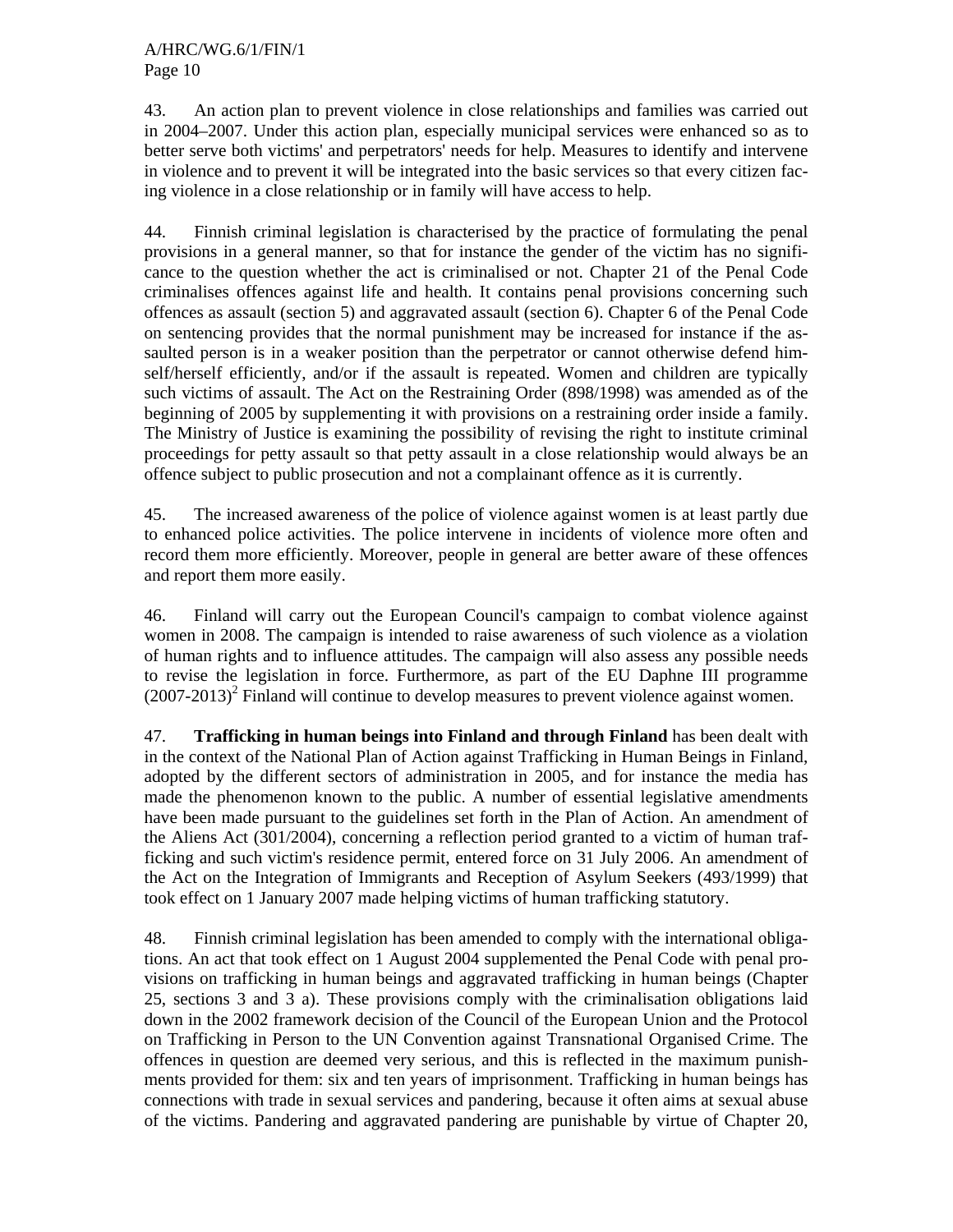43. An action plan to prevent violence in close relationships and families was carried out in 2004–2007. Under this action plan, especially municipal services were enhanced so as to better serve both victims' and perpetrators' needs for help. Measures to identify and intervene in violence and to prevent it will be integrated into the basic services so that every citizen facing violence in a close relationship or in family will have access to help.

44. Finnish criminal legislation is characterised by the practice of formulating the penal provisions in a general manner, so that for instance the gender of the victim has no significance to the question whether the act is criminalised or not. Chapter 21 of the Penal Code criminalises offences against life and health. It contains penal provisions concerning such offences as assault (section 5) and aggravated assault (section 6). Chapter 6 of the Penal Code on sentencing provides that the normal punishment may be increased for instance if the assaulted person is in a weaker position than the perpetrator or cannot otherwise defend himself/herself efficiently, and/or if the assault is repeated. Women and children are typically such victims of assault. The Act on the Restraining Order (898/1998) was amended as of the beginning of 2005 by supplementing it with provisions on a restraining order inside a family. The Ministry of Justice is examining the possibility of revising the right to institute criminal proceedings for petty assault so that petty assault in a close relationship would always be an offence subject to public prosecution and not a complainant offence as it is currently.

45. The increased awareness of the police of violence against women is at least partly due to enhanced police activities. The police intervene in incidents of violence more often and record them more efficiently. Moreover, people in general are better aware of these offences and report them more easily.

46. Finland will carry out the European Council's campaign to combat violence against women in 2008. The campaign is intended to raise awareness of such violence as a violation of human rights and to influence attitudes. The campaign will also assess any possible needs to revise the legislation in force. Furthermore, as part of the EU Daphne III programme (2007-2013)[2] Finland will continue to develop measures to prevent violence against women.

47. **Trafficking in human beings into Finland and through Finland** has been dealt with in the context of the National Plan of Action against Trafficking in Human Beings in Finland, adopted by the different sectors of administration in 2005, and for instance the media has made the phenomenon known to the public. A number of essential legislative amendments have been made pursuant to the guidelines set forth in the Plan of Action. An amendment of the Aliens Act (301/2004), concerning a reflection period granted to a victim of human trafficking and such victim's residence permit, entered force on 31 July 2006. An amendment of the Act on the Integration of Immigrants and Reception of Asylum Seekers (493/1999) that took effect on 1 January 2007 made helping victims of human trafficking statutory.

48. Finnish criminal legislation has been amended to comply with the international obligations. An act that took effect on 1 August 2004 supplemented the Penal Code with penal provisions on trafficking in human beings and aggravated trafficking in human beings (Chapter 25, sections 3 and 3 a). These provisions comply with the criminalisation obligations laid down in the 2002 framework decision of the Council of the European Union and the Protocol on Trafficking in Person to the UN Convention against Transnational Organised Crime. The offences in question are deemed very serious, and this is reflected in the maximum punishments provided for them: six and ten years of imprisonment. Trafficking in human beings has connections with trade in sexual services and pandering, because it often aims at sexual abuse of the victims. Pandering and aggravated pandering are punishable by virtue of Chapter 20,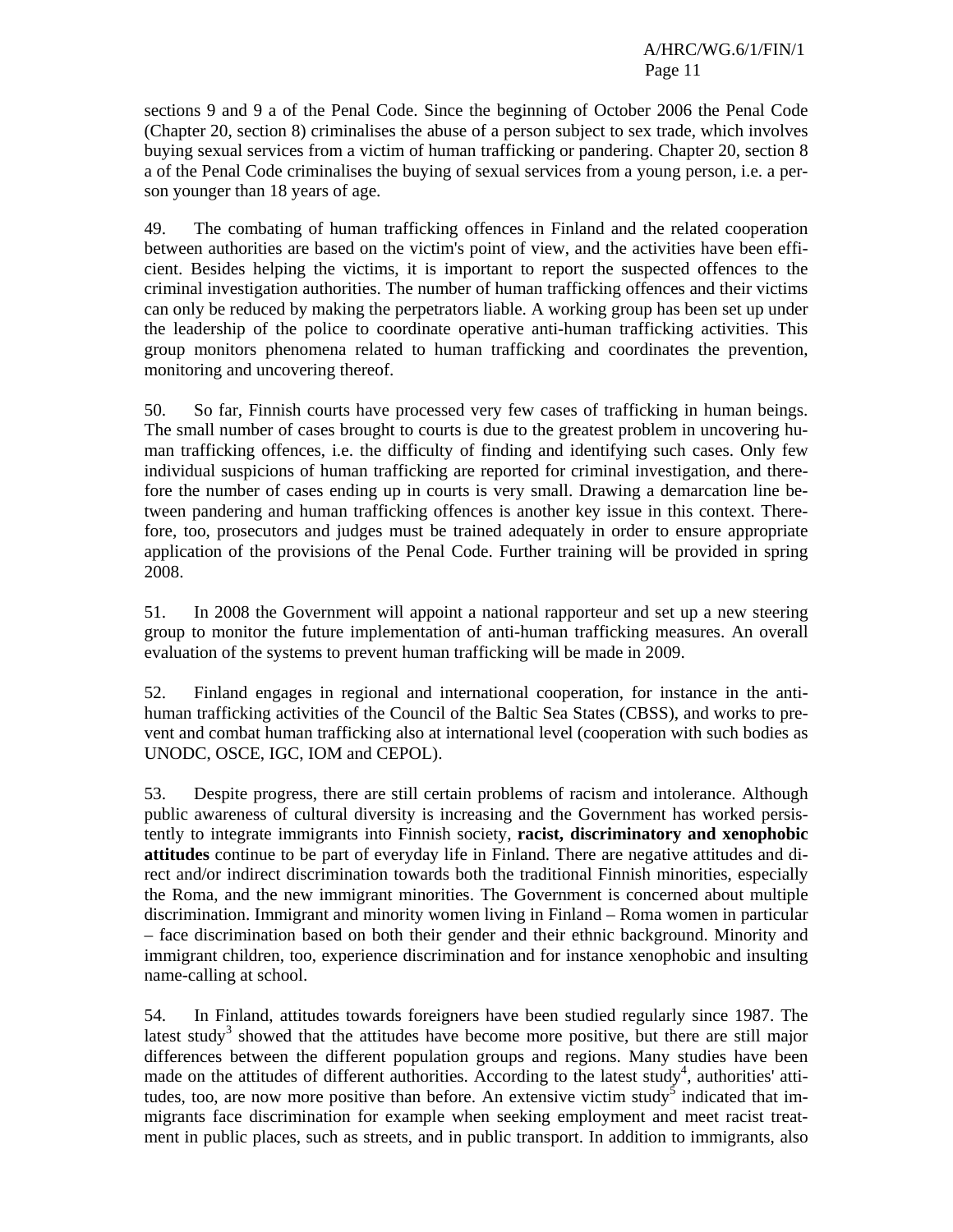sections 9 and 9 a of the Penal Code. Since the beginning of October 2006 the Penal Code (Chapter 20, section 8) criminalises the abuse of a person subject to sex trade, which involves buying sexual services from a victim of human trafficking or pandering. Chapter 20, section 8 a of the Penal Code criminalises the buying of sexual services from a young person, i.e. a person younger than 18 years of age.

49. The combating of human trafficking offences in Finland and the related cooperation between authorities are based on the victim's point of view, and the activities have been efficient. Besides helping the victims, it is important to report the suspected offences to the criminal investigation authorities. The number of human trafficking offences and their victims can only be reduced by making the perpetrators liable. A working group has been set up under the leadership of the police to coordinate operative anti-human trafficking activities. This group monitors phenomena related to human trafficking and coordinates the prevention, monitoring and uncovering thereof.

50. So far, Finnish courts have processed very few cases of trafficking in human beings. The small number of cases brought to courts is due to the greatest problem in uncovering human trafficking offences, i.e. the difficulty of finding and identifying such cases. Only few individual suspicions of human trafficking are reported for criminal investigation, and therefore the number of cases ending up in courts is very small. Drawing a demarcation line between pandering and human trafficking offences is another key issue in this context. Therefore, too, prosecutors and judges must be trained adequately in order to ensure appropriate application of the provisions of the Penal Code. Further training will be provided in spring 2008.

51. In 2008 the Government will appoint a national rapporteur and set up a new steering group to monitor the future implementation of anti-human trafficking measures. An overall evaluation of the systems to prevent human trafficking will be made in 2009.

52. Finland engages in regional and international cooperation, for instance in the anti-human trafficking activities of the Council of the Baltic Sea States (CBSS), and works to prevent and combat human trafficking also at international level (cooperation with such bodies as UNODC, OSCE, IGC, IOM and CEPOL).

53. Despite progress, there are still certain problems of racism and intolerance. Although public awareness of cultural diversity is increasing and the Government has worked persistently to integrate immigrants into Finnish society, **racist, discriminatory and xenophobic attitudes** continue to be part of everyday life in Finland. There are negative attitudes and direct and/or indirect discrimination towards both the traditional Finnish minorities, especially the Roma, and the new immigrant minorities. The Government is concerned about multiple discrimination. Immigrant and minority women living in Finland – Roma women in particular – face discrimination based on both their gender and their ethnic background. Minority and immigrant children, too, experience discrimination and for instance xenophobic and insulting name-calling at school.

54. In Finland, attitudes towards foreigners have been studied regularly since 1987. The latest study[3] showed that the attitudes have become more positive, but there are still major differences between the different population groups and regions. Many studies have been made on the attitudes of different authorities. According to the latest study[4], authorities' attitudes, too, are now more positive than before. An extensive victim study[5] indicated that immigrants face discrimination for example when seeking employment and meet racist treatment in public places, such as streets, and in public transport. In addition to immigrants, also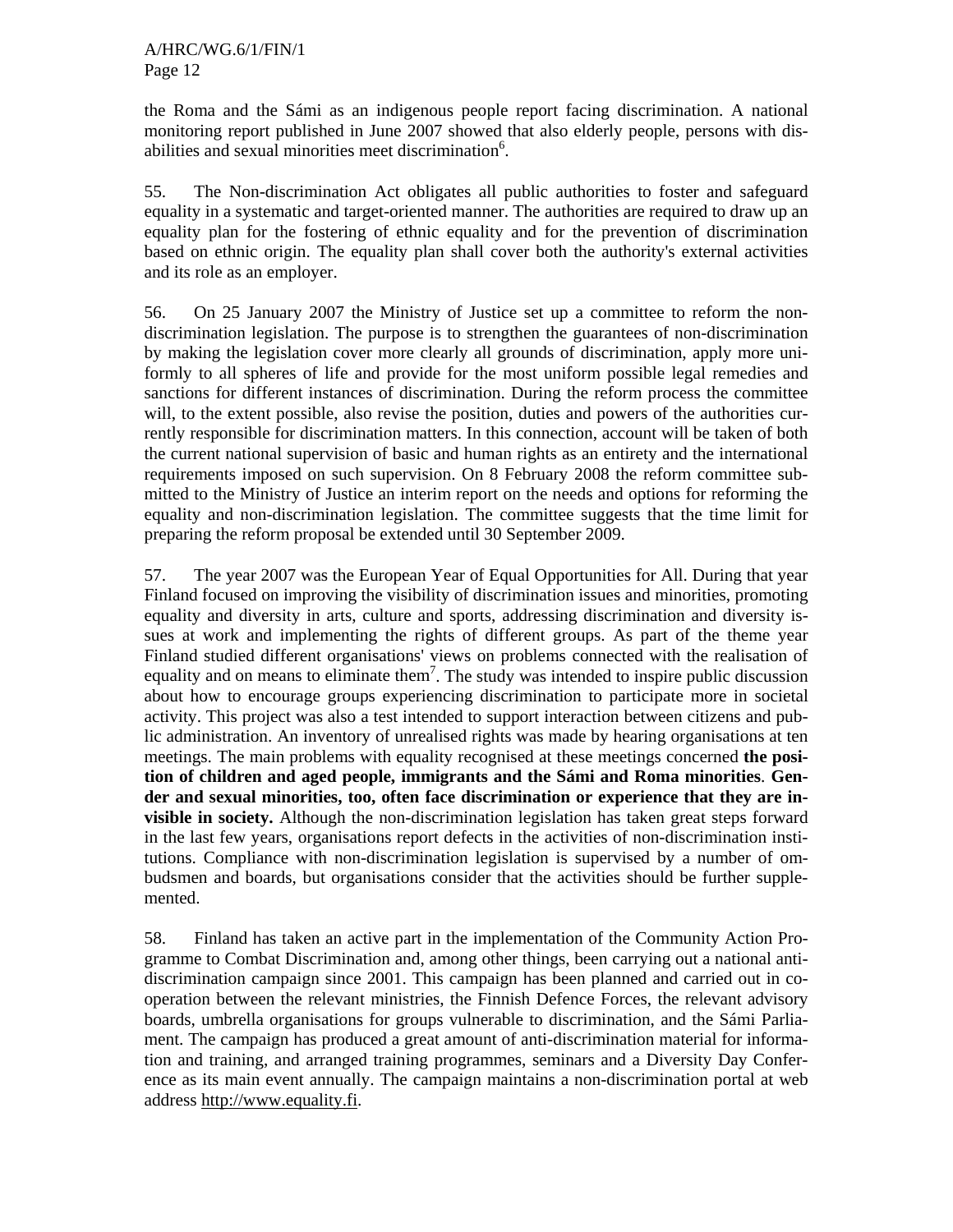the Roma and the Sámi as an indigenous people report facing discrimination. A national monitoring report published in June 2007 showed that also elderly people, persons with disabilities and sexual minorities meet discrimination[6].

55. The Non-discrimination Act obligates all public authorities to foster and safeguard equality in a systematic and target-oriented manner. The authorities are required to draw up an equality plan for the fostering of ethnic equality and for the prevention of discrimination based on ethnic origin. The equality plan shall cover both the authority's external activities and its role as an employer.

56. On 25 January 2007 the Ministry of Justice set up a committee to reform the non-discrimination legislation. The purpose is to strengthen the guarantees of non-discrimination by making the legislation cover more clearly all grounds of discrimination, apply more uniformly to all spheres of life and provide for the most uniform possible legal remedies and sanctions for different instances of discrimination. During the reform process the committee will, to the extent possible, also revise the position, duties and powers of the authorities currently responsible for discrimination matters. In this connection, account will be taken of both the current national supervision of basic and human rights as an entirety and the international requirements imposed on such supervision. On 8 February 2008 the reform committee submitted to the Ministry of Justice an interim report on the needs and options for reforming the equality and non-discrimination legislation. The committee suggests that the time limit for preparing the reform proposal be extended until 30 September 2009.

57. The year 2007 was the European Year of Equal Opportunities for All. During that year Finland focused on improving the visibility of discrimination issues and minorities, promoting equality and diversity in arts, culture and sports, addressing discrimination and diversity issues at work and implementing the rights of different groups. As part of the theme year Finland studied different organisations' views on problems connected with the realisation of equality and on means to eliminate them[7]. The study was intended to inspire public discussion about how to encourage groups experiencing discrimination to participate more in societal activity. This project was also a test intended to support interaction between citizens and public administration. An inventory of unrealised rights was made by hearing organisations at ten meetings. The main problems with equality recognised at these meetings concerned **the position of children and aged people, immigrants and the Sámi and Roma minorities**. **Gender and sexual minorities, too, often face discrimination or experience that they are invisible in society.** Although the non-discrimination legislation has taken great steps forward in the last few years, organisations report defects in the activities of non-discrimination institutions. Compliance with non-discrimination legislation is supervised by a number of ombudsmen and boards, but organisations consider that the activities should be further supplemented.

58. Finland has taken an active part in the implementation of the Community Action Programme to Combat Discrimination and, among other things, been carrying out a national anti-discrimination campaign since 2001. This campaign has been planned and carried out in co-operation between the relevant ministries, the Finnish Defence Forces, the relevant advisory boards, umbrella organisations for groups vulnerable to discrimination, and the Sámi Parliament. The campaign has produced a great amount of anti-discrimination material for information and training, and arranged training programmes, seminars and a Diversity Day Conference as its main event annually. The campaign maintains a non-discrimination portal at web address http://www.equality.fi.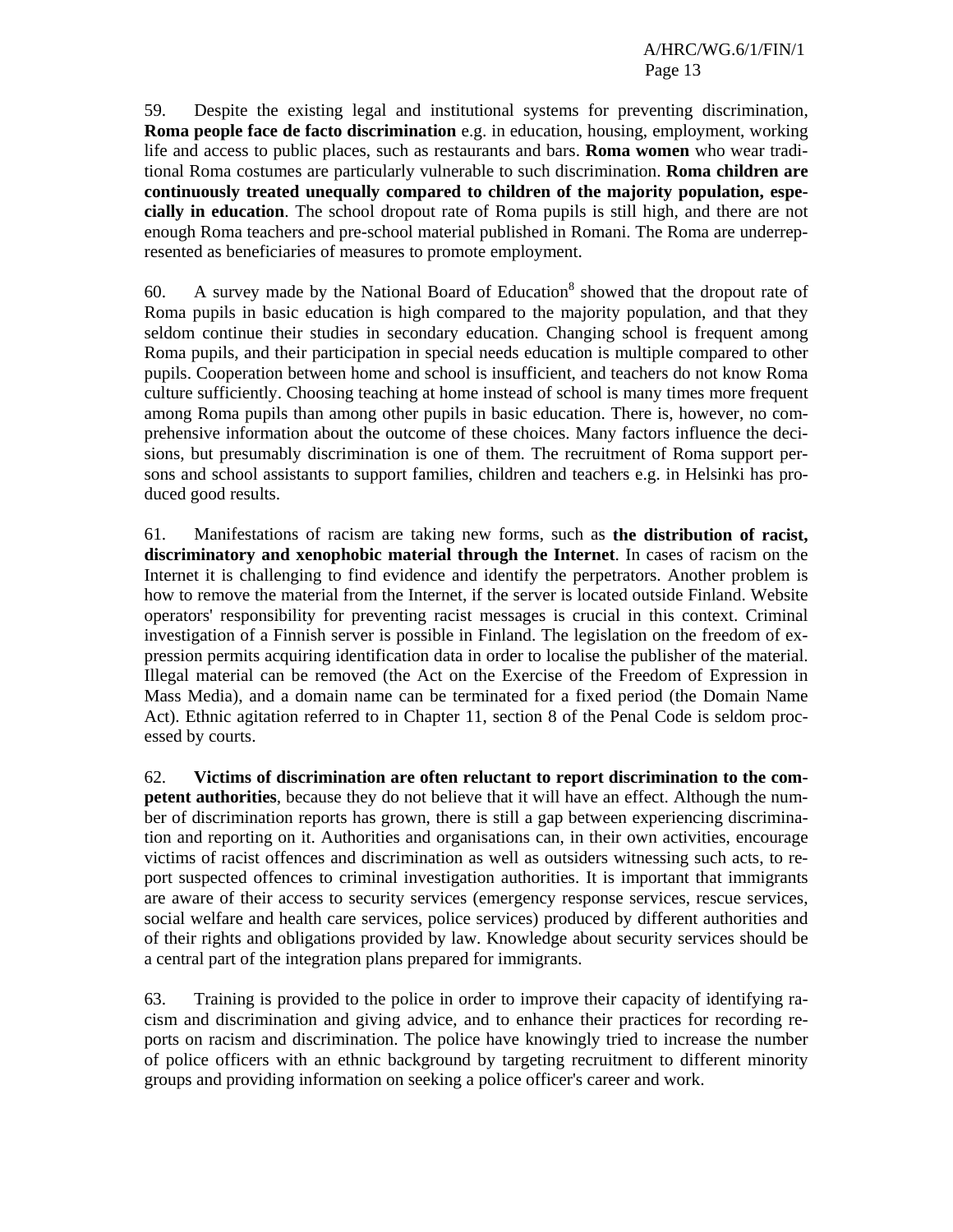59. Despite the existing legal and institutional systems for preventing discrimination, **Roma people face de facto discrimination** e.g. in education, housing, employment, working life and access to public places, such as restaurants and bars. **Roma women** who wear traditional Roma costumes are particularly vulnerable to such discrimination. **Roma children are continuously treated unequally compared to children of the majority population, especially in education**. The school dropout rate of Roma pupils is still high, and there are not enough Roma teachers and pre-school material published in Romani. The Roma are underrepresented as beneficiaries of measures to promote employment.

60. A survey made by the National Board of Education[8] showed that the dropout rate of Roma pupils in basic education is high compared to the majority population, and that they seldom continue their studies in secondary education. Changing school is frequent among Roma pupils, and their participation in special needs education is multiple compared to other pupils. Cooperation between home and school is insufficient, and teachers do not know Roma culture sufficiently. Choosing teaching at home instead of school is many times more frequent among Roma pupils than among other pupils in basic education. There is, however, no comprehensive information about the outcome of these choices. Many factors influence the decisions, but presumably discrimination is one of them. The recruitment of Roma support persons and school assistants to support families, children and teachers e.g. in Helsinki has produced good results.

61. Manifestations of racism are taking new forms, such as **the distribution of racist, discriminatory and xenophobic material through the Internet**. In cases of racism on the Internet it is challenging to find evidence and identify the perpetrators. Another problem is how to remove the material from the Internet, if the server is located outside Finland. Website operators' responsibility for preventing racist messages is crucial in this context. Criminal investigation of a Finnish server is possible in Finland. The legislation on the freedom of expression permits acquiring identification data in order to localise the publisher of the material. Illegal material can be removed (the Act on the Exercise of the Freedom of Expression in Mass Media), and a domain name can be terminated for a fixed period (the Domain Name Act). Ethnic agitation referred to in Chapter 11, section 8 of the Penal Code is seldom processed by courts.

62. **Victims of discrimination are often reluctant to report discrimination to the competent authorities**, because they do not believe that it will have an effect. Although the number of discrimination reports has grown, there is still a gap between experiencing discrimination and reporting on it. Authorities and organisations can, in their own activities, encourage victims of racist offences and discrimination as well as outsiders witnessing such acts, to report suspected offences to criminal investigation authorities. It is important that immigrants are aware of their access to security services (emergency response services, rescue services, social welfare and health care services, police services) produced by different authorities and of their rights and obligations provided by law. Knowledge about security services should be a central part of the integration plans prepared for immigrants.

63. Training is provided to the police in order to improve their capacity of identifying racism and discrimination and giving advice, and to enhance their practices for recording reports on racism and discrimination. The police have knowingly tried to increase the number of police officers with an ethnic background by targeting recruitment to different minority groups and providing information on seeking a police officer's career and work.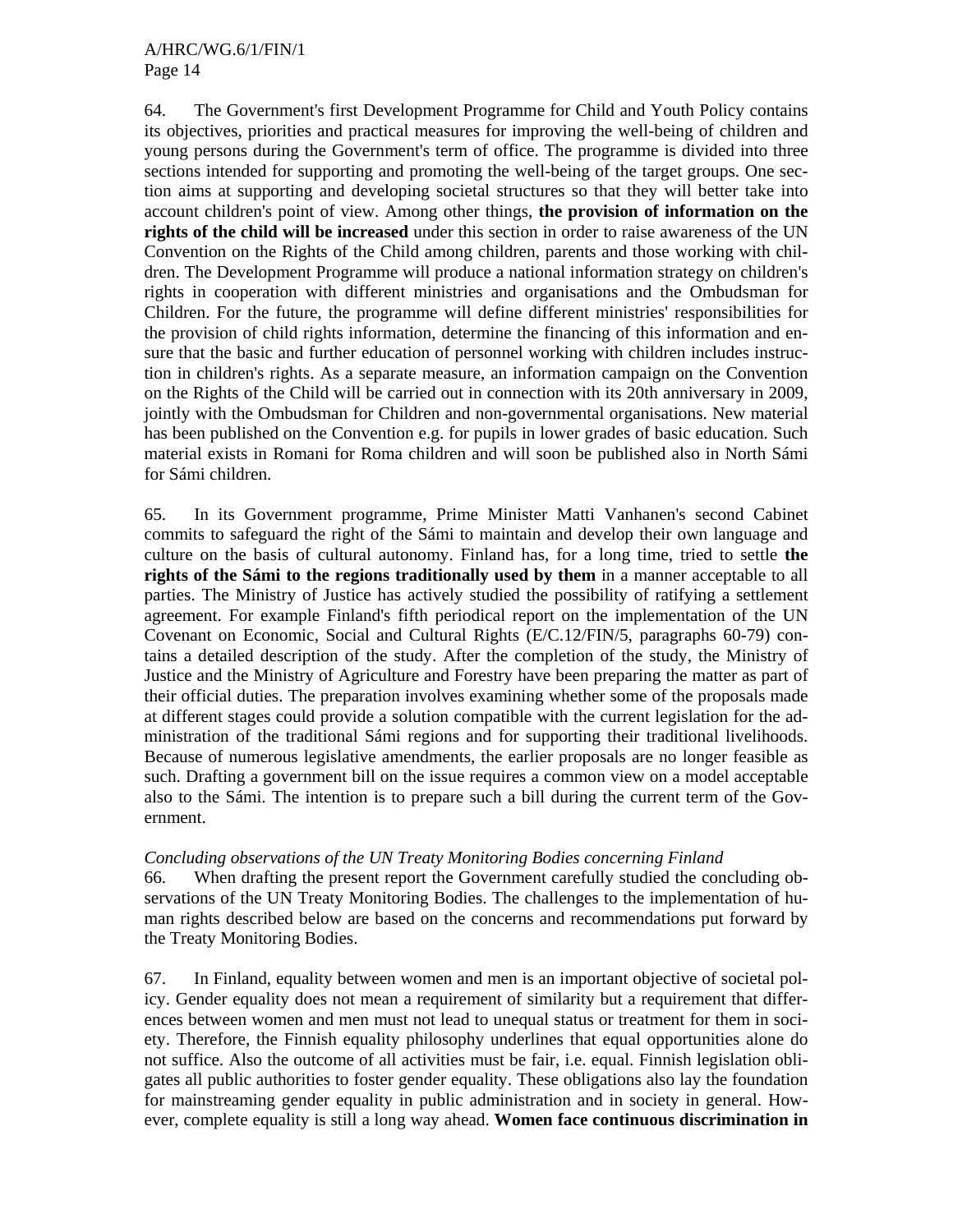64. The Government's first Development Programme for Child and Youth Policy contains its objectives, priorities and practical measures for improving the well-being of children and young persons during the Government's term of office. The programme is divided into three sections intended for supporting and promoting the well-being of the target groups. One section aims at supporting and developing societal structures so that they will better take into account children's point of view. Among other things, **the provision of information on the rights of the child will be increased** under this section in order to raise awareness of the UN Convention on the Rights of the Child among children, parents and those working with children. The Development Programme will produce a national information strategy on children's rights in cooperation with different ministries and organisations and the Ombudsman for Children. For the future, the programme will define different ministries' responsibilities for the provision of child rights information, determine the financing of this information and ensure that the basic and further education of personnel working with children includes instruction in children's rights. As a separate measure, an information campaign on the Convention on the Rights of the Child will be carried out in connection with its 20th anniversary in 2009, jointly with the Ombudsman for Children and non-governmental organisations. New material has been published on the Convention e.g. for pupils in lower grades of basic education. Such material exists in Romani for Roma children and will soon be published also in North Sámi for Sámi children.

65. In its Government programme, Prime Minister Matti Vanhanen's second Cabinet commits to safeguard the right of the Sámi to maintain and develop their own language and culture on the basis of cultural autonomy. Finland has, for a long time, tried to settle **the rights of the Sámi to the regions traditionally used by them** in a manner acceptable to all parties. The Ministry of Justice has actively studied the possibility of ratifying a settlement agreement. For example Finland's fifth periodical report on the implementation of the UN Covenant on Economic, Social and Cultural Rights (E/C.12/FIN/5, paragraphs 60-79) contains a detailed description of the study. After the completion of the study, the Ministry of Justice and the Ministry of Agriculture and Forestry have been preparing the matter as part of their official duties. The preparation involves examining whether some of the proposals made at different stages could provide a solution compatible with the current legislation for the administration of the traditional Sámi regions and for supporting their traditional livelihoods. Because of numerous legislative amendments, the earlier proposals are no longer feasible as such. Drafting a government bill on the issue requires a common view on a model acceptable also to the Sámi. The intention is to prepare such a bill during the current term of the Government.

*Concluding observations of the UN Treaty Monitoring Bodies concerning Finland*

66. When drafting the present report the Government carefully studied the concluding observations of the UN Treaty Monitoring Bodies. The challenges to the implementation of human rights described below are based on the concerns and recommendations put forward by the Treaty Monitoring Bodies.

67. In Finland, equality between women and men is an important objective of societal policy. Gender equality does not mean a requirement of similarity but a requirement that differences between women and men must not lead to unequal status or treatment for them in society. Therefore, the Finnish equality philosophy underlines that equal opportunities alone do not suffice. Also the outcome of all activities must be fair, i.e. equal. Finnish legislation obligates all public authorities to foster gender equality. These obligations also lay the foundation for mainstreaming gender equality in public administration and in society in general. However, complete equality is still a long way ahead. **Women face continuous discrimination in**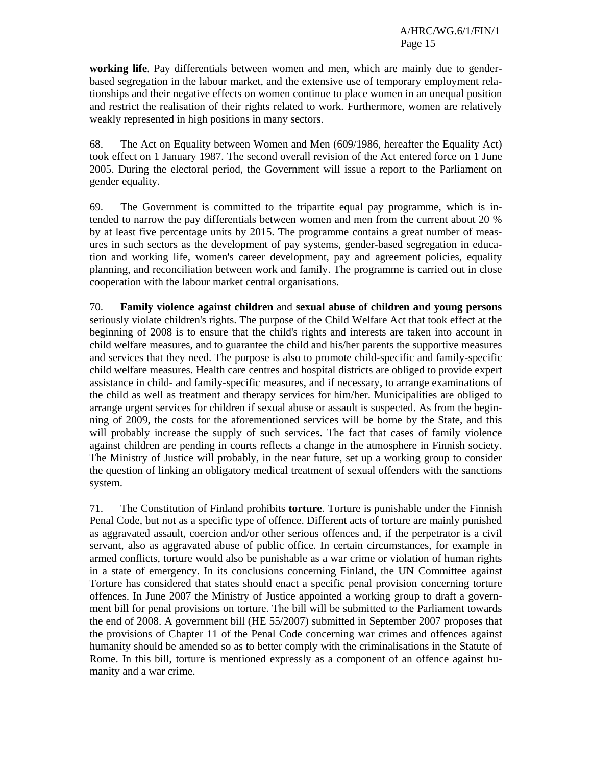**working life**. Pay differentials between women and men, which are mainly due to gender-based segregation in the labour market, and the extensive use of temporary employment relationships and their negative effects on women continue to place women in an unequal position and restrict the realisation of their rights related to work. Furthermore, women are relatively weakly represented in high positions in many sectors.

68. The Act on Equality between Women and Men (609/1986, hereafter the Equality Act) took effect on 1 January 1987. The second overall revision of the Act entered force on 1 June 2005. During the electoral period, the Government will issue a report to the Parliament on gender equality.

69. The Government is committed to the tripartite equal pay programme, which is intended to narrow the pay differentials between women and men from the current about 20 % by at least five percentage units by 2015. The programme contains a great number of measures in such sectors as the development of pay systems, gender-based segregation in education and working life, women's career development, pay and agreement policies, equality planning, and reconciliation between work and family. The programme is carried out in close cooperation with the labour market central organisations.

70. **Family violence against children** and **sexual abuse of children and young persons** seriously violate children's rights. The purpose of the Child Welfare Act that took effect at the beginning of 2008 is to ensure that the child's rights and interests are taken into account in child welfare measures, and to guarantee the child and his/her parents the supportive measures and services that they need. The purpose is also to promote child-specific and family-specific child welfare measures. Health care centres and hospital districts are obliged to provide expert assistance in child- and family-specific measures, and if necessary, to arrange examinations of the child as well as treatment and therapy services for him/her. Municipalities are obliged to arrange urgent services for children if sexual abuse or assault is suspected. As from the beginning of 2009, the costs for the aforementioned services will be borne by the State, and this will probably increase the supply of such services. The fact that cases of family violence against children are pending in courts reflects a change in the atmosphere in Finnish society. The Ministry of Justice will probably, in the near future, set up a working group to consider the question of linking an obligatory medical treatment of sexual offenders with the sanctions system.

71. The Constitution of Finland prohibits **torture**. Torture is punishable under the Finnish Penal Code, but not as a specific type of offence. Different acts of torture are mainly punished as aggravated assault, coercion and/or other serious offences and, if the perpetrator is a civil servant, also as aggravated abuse of public office. In certain circumstances, for example in armed conflicts, torture would also be punishable as a war crime or violation of human rights in a state of emergency. In its conclusions concerning Finland, the UN Committee against Torture has considered that states should enact a specific penal provision concerning torture offences. In June 2007 the Ministry of Justice appointed a working group to draft a government bill for penal provisions on torture. The bill will be submitted to the Parliament towards the end of 2008. A government bill (HE 55/2007) submitted in September 2007 proposes that the provisions of Chapter 11 of the Penal Code concerning war crimes and offences against humanity should be amended so as to better comply with the criminalisations in the Statute of Rome. In this bill, torture is mentioned expressly as a component of an offence against humanity and a war crime.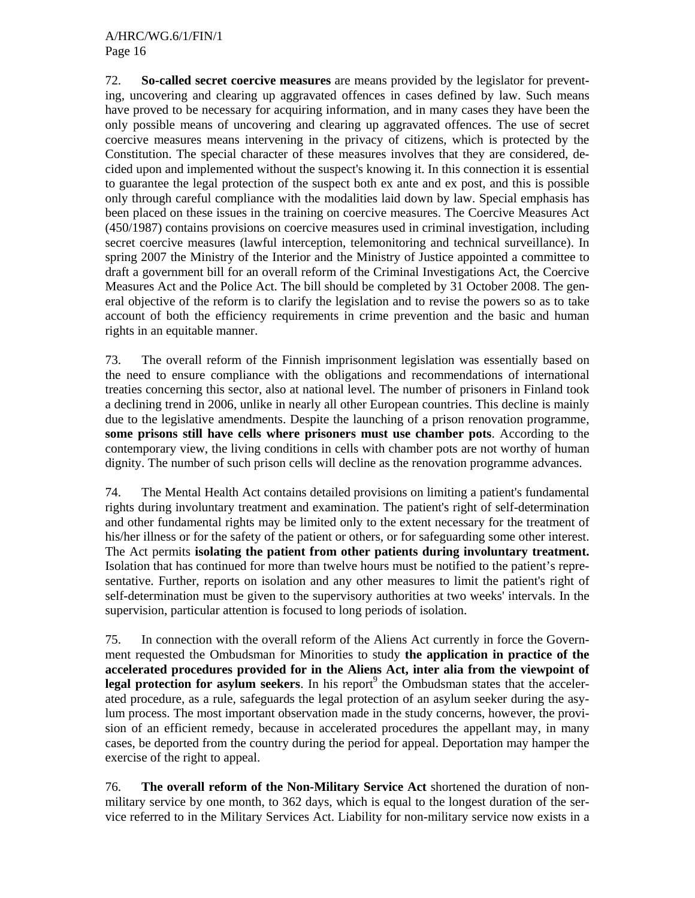72. **So-called secret coercive measures** are means provided by the legislator for preventing, uncovering and clearing up aggravated offences in cases defined by law. Such means have proved to be necessary for acquiring information, and in many cases they have been the only possible means of uncovering and clearing up aggravated offences. The use of secret coercive measures means intervening in the privacy of citizens, which is protected by the Constitution. The special character of these measures involves that they are considered, decided upon and implemented without the suspect's knowing it. In this connection it is essential to guarantee the legal protection of the suspect both ex ante and ex post, and this is possible only through careful compliance with the modalities laid down by law. Special emphasis has been placed on these issues in the training on coercive measures. The Coercive Measures Act (450/1987) contains provisions on coercive measures used in criminal investigation, including secret coercive measures (lawful interception, telemonitoring and technical surveillance). In spring 2007 the Ministry of the Interior and the Ministry of Justice appointed a committee to draft a government bill for an overall reform of the Criminal Investigations Act, the Coercive Measures Act and the Police Act. The bill should be completed by 31 October 2008. The general objective of the reform is to clarify the legislation and to revise the powers so as to take account of both the efficiency requirements in crime prevention and the basic and human rights in an equitable manner.

73. The overall reform of the Finnish imprisonment legislation was essentially based on the need to ensure compliance with the obligations and recommendations of international treaties concerning this sector, also at national level. The number of prisoners in Finland took a declining trend in 2006, unlike in nearly all other European countries. This decline is mainly due to the legislative amendments. Despite the launching of a prison renovation programme, **some prisons still have cells where prisoners must use chamber pots**. According to the contemporary view, the living conditions in cells with chamber pots are not worthy of human dignity. The number of such prison cells will decline as the renovation programme advances.

74. The Mental Health Act contains detailed provisions on limiting a patient's fundamental rights during involuntary treatment and examination. The patient's right of self-determination and other fundamental rights may be limited only to the extent necessary for the treatment of his/her illness or for the safety of the patient or others, or for safeguarding some other interest. The Act permits **isolating the patient from other patients during involuntary treatment.** Isolation that has continued for more than twelve hours must be notified to the patient's representative. Further, reports on isolation and any other measures to limit the patient's right of self-determination must be given to the supervisory authorities at two weeks' intervals. In the supervision, particular attention is focused to long periods of isolation.

75. In connection with the overall reform of the Aliens Act currently in force the Government requested the Ombudsman for Minorities to study **the application in practice of the accelerated procedures provided for in the Aliens Act, inter alia from the viewpoint of legal protection for asylum seekers**. In his report[9] the Ombudsman states that the accelerated procedure, as a rule, safeguards the legal protection of an asylum seeker during the asylum process. The most important observation made in the study concerns, however, the provision of an efficient remedy, because in accelerated procedures the appellant may, in many cases, be deported from the country during the period for appeal. Deportation may hamper the exercise of the right to appeal.

76. **The overall reform of the Non-Military Service Act** shortened the duration of non-military service by one month, to 362 days, which is equal to the longest duration of the service referred to in the Military Services Act. Liability for non-military service now exists in a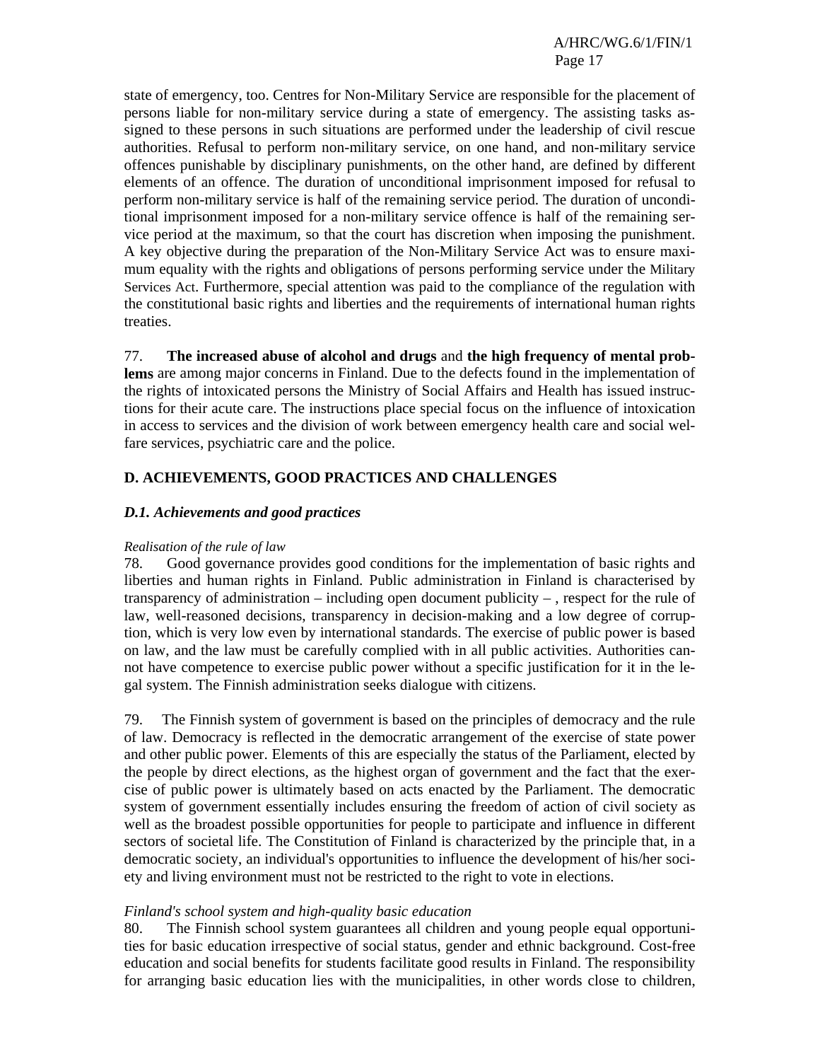state of emergency, too. Centres for Non-Military Service are responsible for the placement of persons liable for non-military service during a state of emergency. The assisting tasks assigned to these persons in such situations are performed under the leadership of civil rescue authorities. Refusal to perform non-military service, on one hand, and non-military service offences punishable by disciplinary punishments, on the other hand, are defined by different elements of an offence. The duration of unconditional imprisonment imposed for refusal to perform non-military service is half of the remaining service period. The duration of unconditional imprisonment imposed for a non-military service offence is half of the remaining service period at the maximum, so that the court has discretion when imposing the punishment. A key objective during the preparation of the Non-Military Service Act was to ensure maximum equality with the rights and obligations of persons performing service under the Military Services Act. Furthermore, special attention was paid to the compliance of the regulation with the constitutional basic rights and liberties and the requirements of international human rights treaties.

77. **The increased abuse of alcohol and drugs** and **the high frequency of mental problems** are among major concerns in Finland. Due to the defects found in the implementation of the rights of intoxicated persons the Ministry of Social Affairs and Health has issued instructions for their acute care. The instructions place special focus on the influence of intoxication in access to services and the division of work between emergency health care and social welfare services, psychiatric care and the police.

## D. ACHIEVEMENTS, GOOD PRACTICES AND CHALLENGES

### *D.1. Achievements and good practices*

*Realisation of the rule of law*

78. Good governance provides good conditions for the implementation of basic rights and liberties and human rights in Finland. Public administration in Finland is characterised by transparency of administration – including open document publicity – , respect for the rule of law, well-reasoned decisions, transparency in decision-making and a low degree of corruption, which is very low even by international standards. The exercise of public power is based on law, and the law must be carefully complied with in all public activities. Authorities cannot have competence to exercise public power without a specific justification for it in the legal system. The Finnish administration seeks dialogue with citizens.

79. The Finnish system of government is based on the principles of democracy and the rule of law. Democracy is reflected in the democratic arrangement of the exercise of state power and other public power. Elements of this are especially the status of the Parliament, elected by the people by direct elections, as the highest organ of government and the fact that the exercise of public power is ultimately based on acts enacted by the Parliament. The democratic system of government essentially includes ensuring the freedom of action of civil society as well as the broadest possible opportunities for people to participate and influence in different sectors of societal life. The Constitution of Finland is characterized by the principle that, in a democratic society, an individual's opportunities to influence the development of his/her society and living environment must not be restricted to the right to vote in elections.

*Finland's school system and high-quality basic education*

80. The Finnish school system guarantees all children and young people equal opportunities for basic education irrespective of social status, gender and ethnic background. Cost-free education and social benefits for students facilitate good results in Finland. The responsibility for arranging basic education lies with the municipalities, in other words close to children,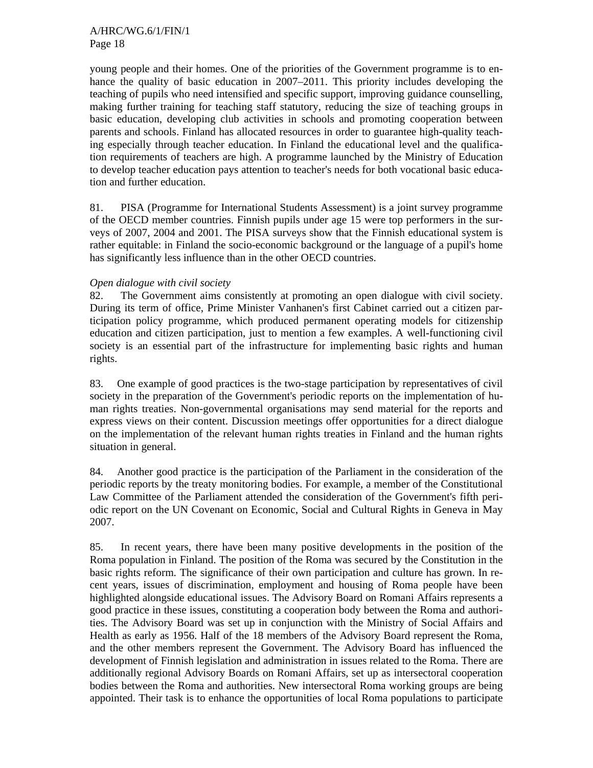young people and their homes. One of the priorities of the Government programme is to enhance the quality of basic education in 2007–2011. This priority includes developing the teaching of pupils who need intensified and specific support, improving guidance counselling, making further training for teaching staff statutory, reducing the size of teaching groups in basic education, developing club activities in schools and promoting cooperation between parents and schools. Finland has allocated resources in order to guarantee high-quality teaching especially through teacher education. In Finland the educational level and the qualification requirements of teachers are high. A programme launched by the Ministry of Education to develop teacher education pays attention to teacher's needs for both vocational basic education and further education.

81. PISA (Programme for International Students Assessment) is a joint survey programme of the OECD member countries. Finnish pupils under age 15 were top performers in the surveys of 2007, 2004 and 2001. The PISA surveys show that the Finnish educational system is rather equitable: in Finland the socio-economic background or the language of a pupil's home has significantly less influence than in the other OECD countries.

*Open dialogue with civil society*

82. The Government aims consistently at promoting an open dialogue with civil society. During its term of office, Prime Minister Vanhanen's first Cabinet carried out a citizen participation policy programme, which produced permanent operating models for citizenship education and citizen participation, just to mention a few examples. A well-functioning civil society is an essential part of the infrastructure for implementing basic rights and human rights.

83. One example of good practices is the two-stage participation by representatives of civil society in the preparation of the Government's periodic reports on the implementation of human rights treaties. Non-governmental organisations may send material for the reports and express views on their content. Discussion meetings offer opportunities for a direct dialogue on the implementation of the relevant human rights treaties in Finland and the human rights situation in general.

84. Another good practice is the participation of the Parliament in the consideration of the periodic reports by the treaty monitoring bodies. For example, a member of the Constitutional Law Committee of the Parliament attended the consideration of the Government's fifth periodic report on the UN Covenant on Economic, Social and Cultural Rights in Geneva in May 2007.

85. In recent years, there have been many positive developments in the position of the Roma population in Finland. The position of the Roma was secured by the Constitution in the basic rights reform. The significance of their own participation and culture has grown. In recent years, issues of discrimination, employment and housing of Roma people have been highlighted alongside educational issues. The Advisory Board on Romani Affairs represents a good practice in these issues, constituting a cooperation body between the Roma and authorities. The Advisory Board was set up in conjunction with the Ministry of Social Affairs and Health as early as 1956. Half of the 18 members of the Advisory Board represent the Roma, and the other members represent the Government. The Advisory Board has influenced the development of Finnish legislation and administration in issues related to the Roma. There are additionally regional Advisory Boards on Romani Affairs, set up as intersectoral cooperation bodies between the Roma and authorities. New intersectoral Roma working groups are being appointed. Their task is to enhance the opportunities of local Roma populations to participate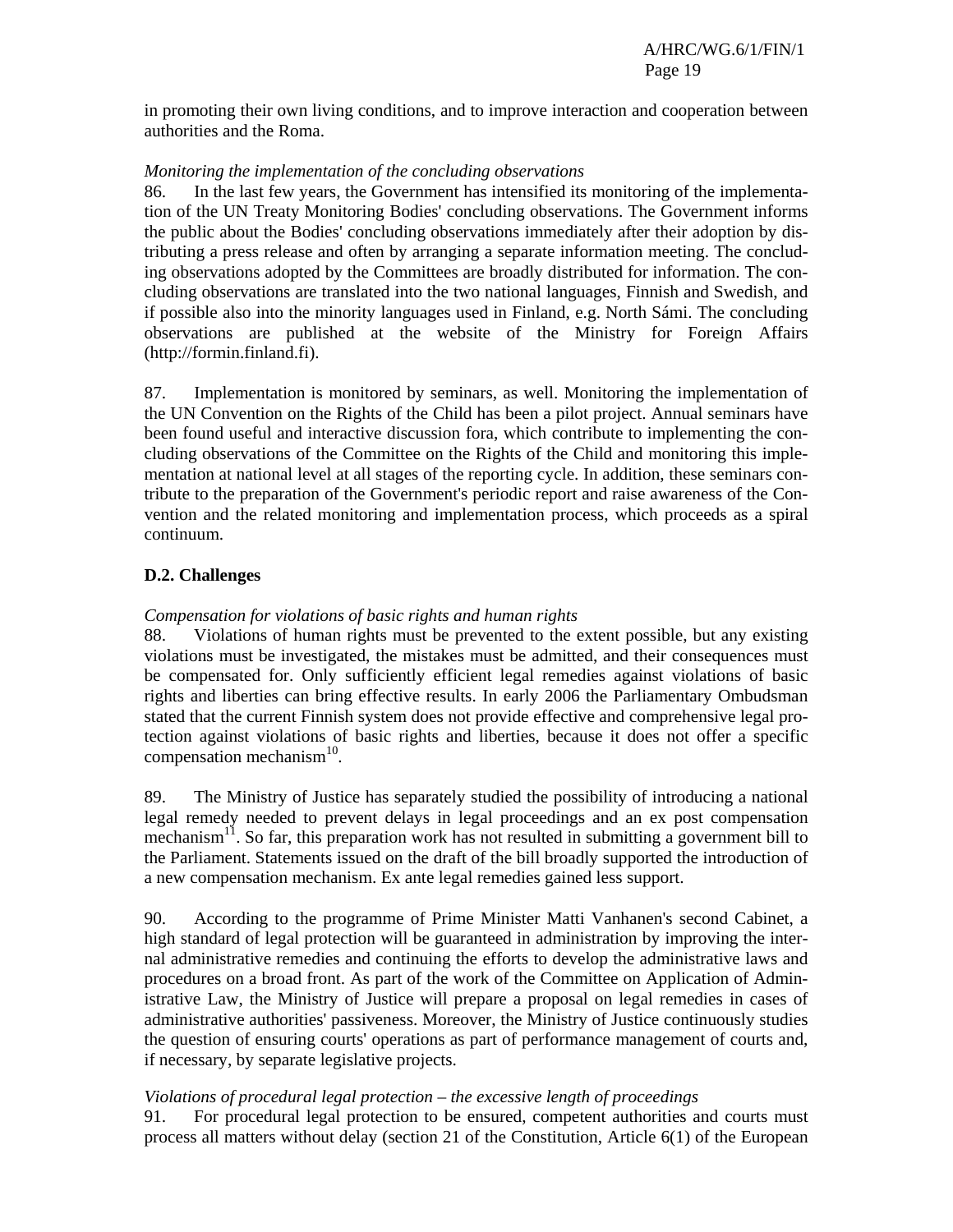in promoting their own living conditions, and to improve interaction and cooperation between authorities and the Roma.

*Monitoring the implementation of the concluding observations*

86. In the last few years, the Government has intensified its monitoring of the implementation of the UN Treaty Monitoring Bodies' concluding observations. The Government informs the public about the Bodies' concluding observations immediately after their adoption by distributing a press release and often by arranging a separate information meeting. The concluding observations adopted by the Committees are broadly distributed for information. The concluding observations are translated into the two national languages, Finnish and Swedish, and if possible also into the minority languages used in Finland, e.g. North Sámi. The concluding observations are published at the website of the Ministry for Foreign Affairs (http://formin.finland.fi).

87. Implementation is monitored by seminars, as well. Monitoring the implementation of the UN Convention on the Rights of the Child has been a pilot project. Annual seminars have been found useful and interactive discussion fora, which contribute to implementing the concluding observations of the Committee on the Rights of the Child and monitoring this implementation at national level at all stages of the reporting cycle. In addition, these seminars contribute to the preparation of the Government's periodic report and raise awareness of the Convention and the related monitoring and implementation process, which proceeds as a spiral continuum.

### D.2. Challenges

*Compensation for violations of basic rights and human rights*

88. Violations of human rights must be prevented to the extent possible, but any existing violations must be investigated, the mistakes must be admitted, and their consequences must be compensated for. Only sufficiently efficient legal remedies against violations of basic rights and liberties can bring effective results. In early 2006 the Parliamentary Ombudsman stated that the current Finnish system does not provide effective and comprehensive legal protection against violations of basic rights and liberties, because it does not offer a specific compensation mechanism[10].

89. The Ministry of Justice has separately studied the possibility of introducing a national legal remedy needed to prevent delays in legal proceedings and an ex post compensation mechanism[11]. So far, this preparation work has not resulted in submitting a government bill to the Parliament. Statements issued on the draft of the bill broadly supported the introduction of a new compensation mechanism. Ex ante legal remedies gained less support.

90. According to the programme of Prime Minister Matti Vanhanen's second Cabinet, a high standard of legal protection will be guaranteed in administration by improving the internal administrative remedies and continuing the efforts to develop the administrative laws and procedures on a broad front. As part of the work of the Committee on Application of Administrative Law, the Ministry of Justice will prepare a proposal on legal remedies in cases of administrative authorities' passiveness. Moreover, the Ministry of Justice continuously studies the question of ensuring courts' operations as part of performance management of courts and, if necessary, by separate legislative projects.

*Violations of procedural legal protection – the excessive length of proceedings*

91. For procedural legal protection to be ensured, competent authorities and courts must process all matters without delay (section 21 of the Constitution, Article 6(1) of the European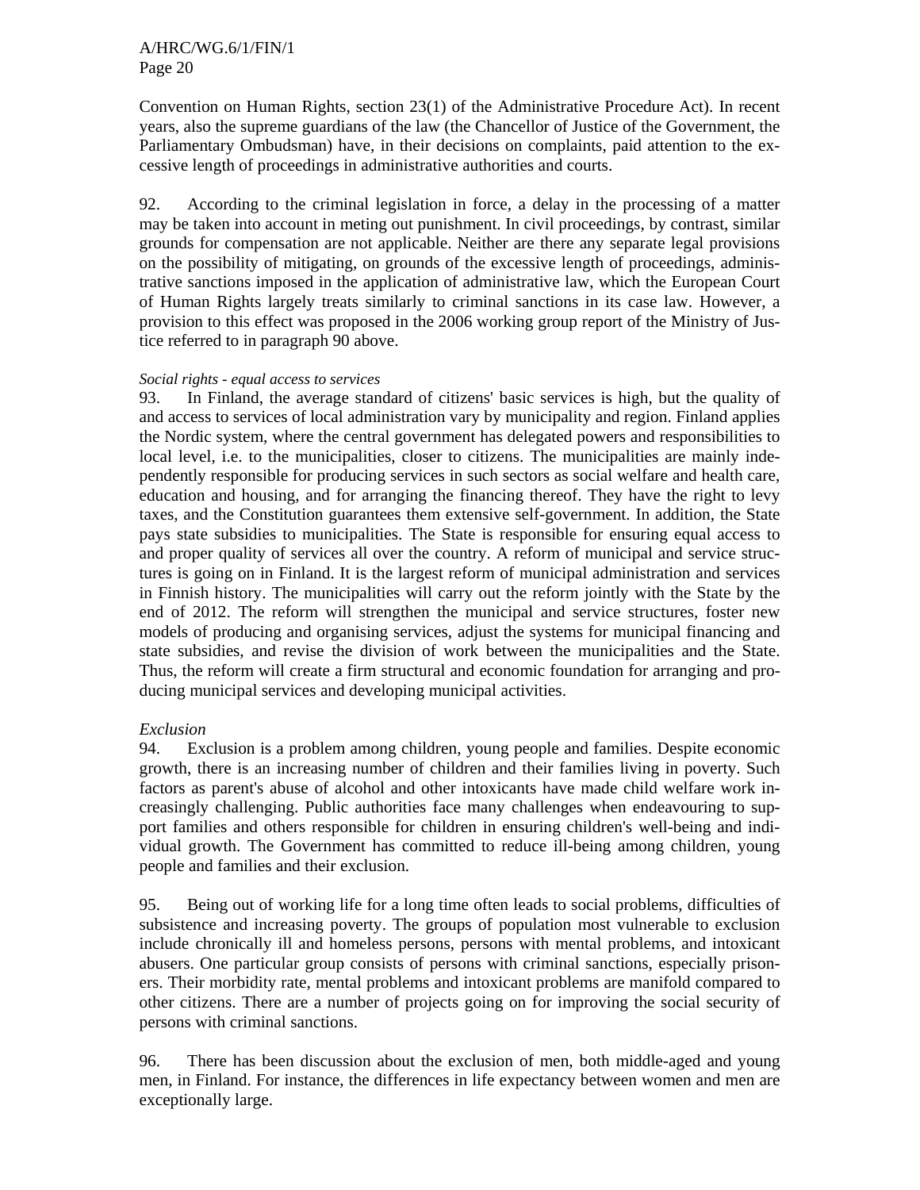Convention on Human Rights, section 23(1) of the Administrative Procedure Act). In recent years, also the supreme guardians of the law (the Chancellor of Justice of the Government, the Parliamentary Ombudsman) have, in their decisions on complaints, paid attention to the excessive length of proceedings in administrative authorities and courts.

92. According to the criminal legislation in force, a delay in the processing of a matter may be taken into account in meting out punishment. In civil proceedings, by contrast, similar grounds for compensation are not applicable. Neither are there any separate legal provisions on the possibility of mitigating, on grounds of the excessive length of proceedings, administrative sanctions imposed in the application of administrative law, which the European Court of Human Rights largely treats similarly to criminal sanctions in its case law. However, a provision to this effect was proposed in the 2006 working group report of the Ministry of Justice referred to in paragraph 90 above.

*Social rights - equal access to services*

93. In Finland, the average standard of citizens' basic services is high, but the quality of and access to services of local administration vary by municipality and region. Finland applies the Nordic system, where the central government has delegated powers and responsibilities to local level, i.e. to the municipalities, closer to citizens. The municipalities are mainly independently responsible for producing services in such sectors as social welfare and health care, education and housing, and for arranging the financing thereof. They have the right to levy taxes, and the Constitution guarantees them extensive self-government. In addition, the State pays state subsidies to municipalities. The State is responsible for ensuring equal access to and proper quality of services all over the country. A reform of municipal and service structures is going on in Finland. It is the largest reform of municipal administration and services in Finnish history. The municipalities will carry out the reform jointly with the State by the end of 2012. The reform will strengthen the municipal and service structures, foster new models of producing and organising services, adjust the systems for municipal financing and state subsidies, and revise the division of work between the municipalities and the State. Thus, the reform will create a firm structural and economic foundation for arranging and producing municipal services and developing municipal activities.

*Exclusion*

94. Exclusion is a problem among children, young people and families. Despite economic growth, there is an increasing number of children and their families living in poverty. Such factors as parent's abuse of alcohol and other intoxicants have made child welfare work increasingly challenging. Public authorities face many challenges when endeavouring to support families and others responsible for children in ensuring children's well-being and individual growth. The Government has committed to reduce ill-being among children, young people and families and their exclusion.

95. Being out of working life for a long time often leads to social problems, difficulties of subsistence and increasing poverty. The groups of population most vulnerable to exclusion include chronically ill and homeless persons, persons with mental problems, and intoxicant abusers. One particular group consists of persons with criminal sanctions, especially prisoners. Their morbidity rate, mental problems and intoxicant problems are manifold compared to other citizens. There are a number of projects going on for improving the social security of persons with criminal sanctions.

96. There has been discussion about the exclusion of men, both middle-aged and young men, in Finland. For instance, the differences in life expectancy between women and men are exceptionally large.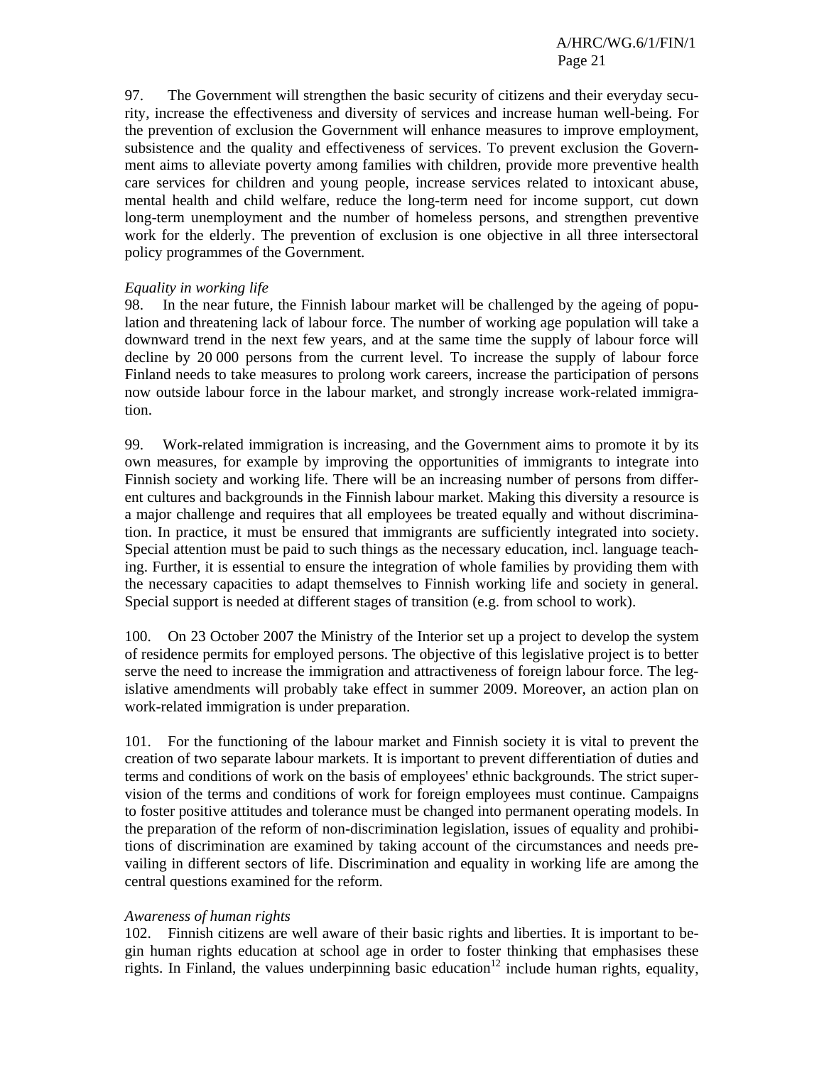97. The Government will strengthen the basic security of citizens and their everyday security, increase the effectiveness and diversity of services and increase human well-being. For the prevention of exclusion the Government will enhance measures to improve employment, subsistence and the quality and effectiveness of services. To prevent exclusion the Government aims to alleviate poverty among families with children, provide more preventive health care services for children and young people, increase services related to intoxicant abuse, mental health and child welfare, reduce the long-term need for income support, cut down long-term unemployment and the number of homeless persons, and strengthen preventive work for the elderly. The prevention of exclusion is one objective in all three intersectoral policy programmes of the Government.

*Equality in working life*

98. In the near future, the Finnish labour market will be challenged by the ageing of population and threatening lack of labour force. The number of working age population will take a downward trend in the next few years, and at the same time the supply of labour force will decline by 20 000 persons from the current level. To increase the supply of labour force Finland needs to take measures to prolong work careers, increase the participation of persons now outside labour force in the labour market, and strongly increase work-related immigration.

99. Work-related immigration is increasing, and the Government aims to promote it by its own measures, for example by improving the opportunities of immigrants to integrate into Finnish society and working life. There will be an increasing number of persons from different cultures and backgrounds in the Finnish labour market. Making this diversity a resource is a major challenge and requires that all employees be treated equally and without discrimination. In practice, it must be ensured that immigrants are sufficiently integrated into society. Special attention must be paid to such things as the necessary education, incl. language teaching. Further, it is essential to ensure the integration of whole families by providing them with the necessary capacities to adapt themselves to Finnish working life and society in general. Special support is needed at different stages of transition (e.g. from school to work).

100. On 23 October 2007 the Ministry of the Interior set up a project to develop the system of residence permits for employed persons. The objective of this legislative project is to better serve the need to increase the immigration and attractiveness of foreign labour force. The legislative amendments will probably take effect in summer 2009. Moreover, an action plan on work-related immigration is under preparation.

101. For the functioning of the labour market and Finnish society it is vital to prevent the creation of two separate labour markets. It is important to prevent differentiation of duties and terms and conditions of work on the basis of employees' ethnic backgrounds. The strict supervision of the terms and conditions of work for foreign employees must continue. Campaigns to foster positive attitudes and tolerance must be changed into permanent operating models. In the preparation of the reform of non-discrimination legislation, issues of equality and prohibitions of discrimination are examined by taking account of the circumstances and needs prevailing in different sectors of life. Discrimination and equality in working life are among the central questions examined for the reform.

*Awareness of human rights*

102. Finnish citizens are well aware of their basic rights and liberties. It is important to begin human rights education at school age in order to foster thinking that emphasises these rights. In Finland, the values underpinning basic education[12] include human rights, equality,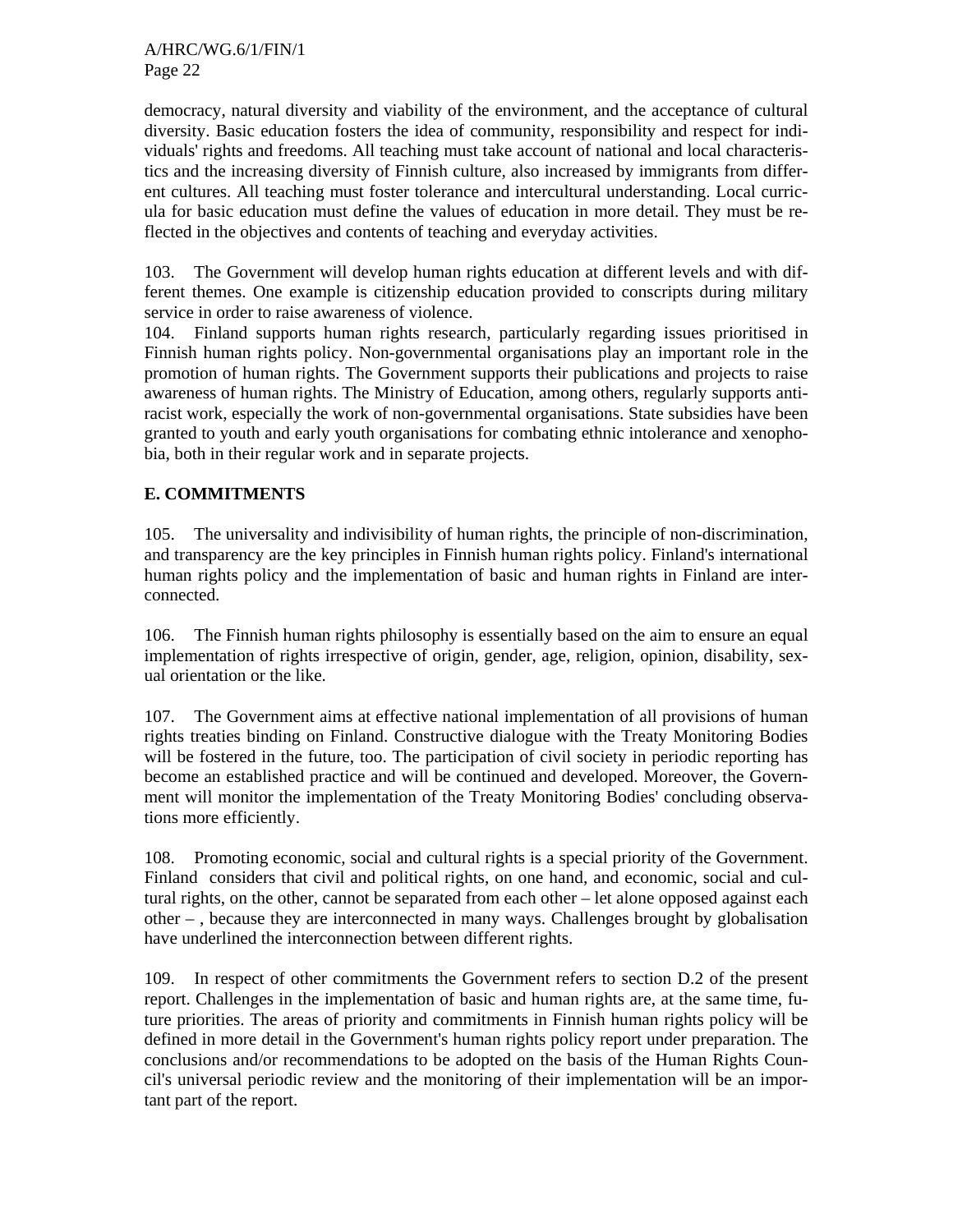democracy, natural diversity and viability of the environment, and the acceptance of cultural diversity. Basic education fosters the idea of community, responsibility and respect for individuals' rights and freedoms. All teaching must take account of national and local characteristics and the increasing diversity of Finnish culture, also increased by immigrants from different cultures. All teaching must foster tolerance and intercultural understanding. Local curricula for basic education must define the values of education in more detail. They must be reflected in the objectives and contents of teaching and everyday activities.

103. The Government will develop human rights education at different levels and with different themes. One example is citizenship education provided to conscripts during military service in order to raise awareness of violence.

104. Finland supports human rights research, particularly regarding issues prioritised in Finnish human rights policy. Non-governmental organisations play an important role in the promotion of human rights. The Government supports their publications and projects to raise awareness of human rights. The Ministry of Education, among others, regularly supports anti-racist work, especially the work of non-governmental organisations. State subsidies have been granted to youth and early youth organisations for combating ethnic intolerance and xenophobia, both in their regular work and in separate projects.

## E. COMMITMENTS

105. The universality and indivisibility of human rights, the principle of non-discrimination, and transparency are the key principles in Finnish human rights policy. Finland's international human rights policy and the implementation of basic and human rights in Finland are interconnected.

106. The Finnish human rights philosophy is essentially based on the aim to ensure an equal implementation of rights irrespective of origin, gender, age, religion, opinion, disability, sexual orientation or the like.

107. The Government aims at effective national implementation of all provisions of human rights treaties binding on Finland. Constructive dialogue with the Treaty Monitoring Bodies will be fostered in the future, too. The participation of civil society in periodic reporting has become an established practice and will be continued and developed. Moreover, the Government will monitor the implementation of the Treaty Monitoring Bodies' concluding observations more efficiently.

108. Promoting economic, social and cultural rights is a special priority of the Government. Finland considers that civil and political rights, on one hand, and economic, social and cultural rights, on the other, cannot be separated from each other – let alone opposed against each other – , because they are interconnected in many ways. Challenges brought by globalisation have underlined the interconnection between different rights.

109. In respect of other commitments the Government refers to section D.2 of the present report. Challenges in the implementation of basic and human rights are, at the same time, future priorities. The areas of priority and commitments in Finnish human rights policy will be defined in more detail in the Government's human rights policy report under preparation. The conclusions and/or recommendations to be adopted on the basis of the Human Rights Council's universal periodic review and the monitoring of their implementation will be an important part of the report.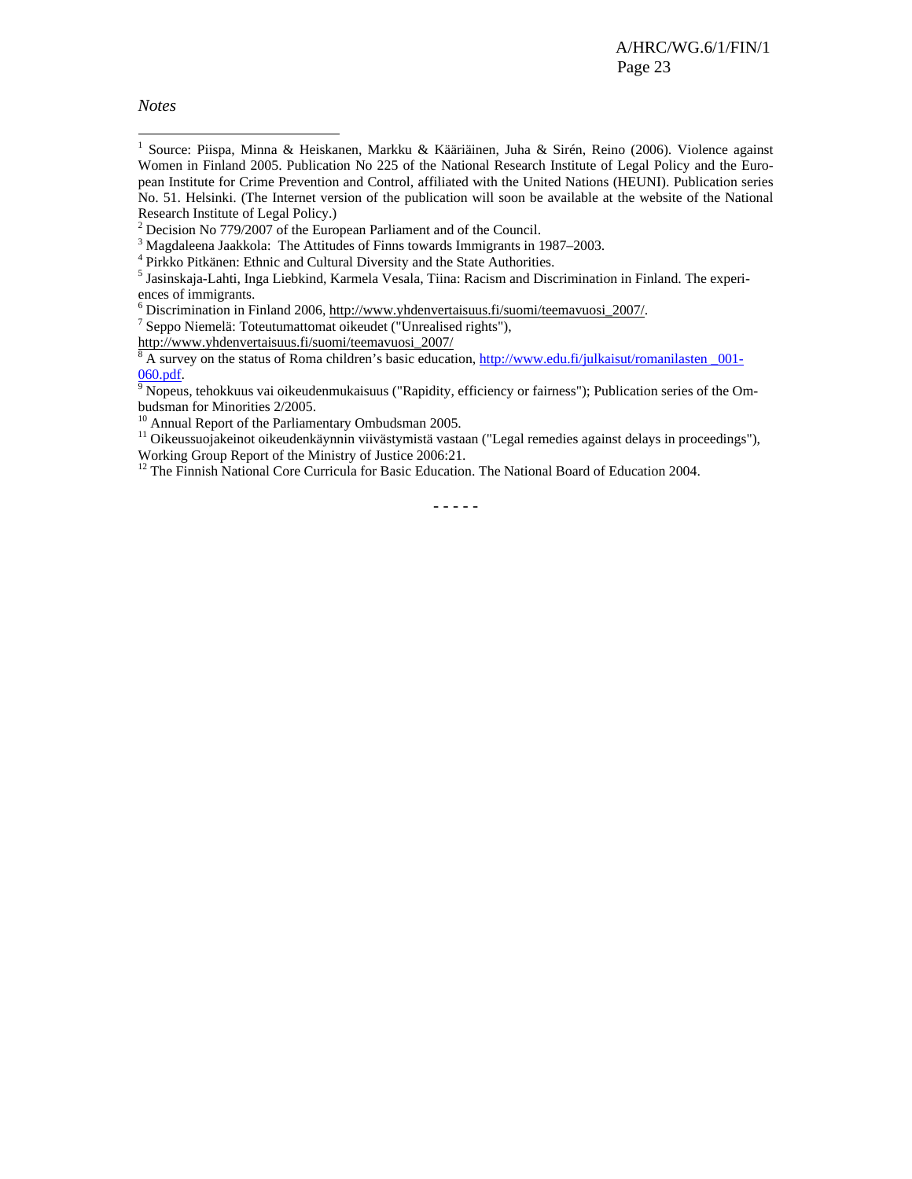*Notes*

[1] Source: Piispa, Minna & Heiskanen, Markku & Kääriäinen, Juha & Sirén, Reino (2006). Violence against Women in Finland 2005. Publication No 225 of the National Research Institute of Legal Policy and the European Institute for Crime Prevention and Control, affiliated with the United Nations (HEUNI). Publication series No. 51. Helsinki. (The Internet version of the publication will soon be available at the website of the National Research Institute of Legal Policy.)

[2] Decision No 779/2007 of the European Parliament and of the Council.

[3] Magdaleena Jaakkola: The Attitudes of Finns towards Immigrants in 1987–2003.

[4] Pirkko Pitkänen: Ethnic and Cultural Diversity and the State Authorities.

[5] Jasinskaja-Lahti, Inga Liebkind, Karmela Vesala, Tiina: Racism and Discrimination in Finland. The experiences of immigrants.

[6] Discrimination in Finland 2006, http://www.yhdenvertaisuus.fi/suomi/teemavuosi_2007/.

[7] Seppo Niemelä: Toteutumattomat oikeudet ("Unrealised rights"), http://www.yhdenvertaisuus.fi/suomi/teemavuosi_2007/

[8] A survey on the status of Roma children's basic education, http://www.edu.fi/julkaisut/romanilasten _001-060.pdf.

[9] Nopeus, tehokkuus vai oikeudenmukaisuus ("Rapidity, efficiency or fairness"); Publication series of the Ombudsman for Minorities 2/2005.

[10] Annual Report of the Parliamentary Ombudsman 2005.

[11] Oikeussuojakeinot oikeudenkäynnin viivästymistä vastaan ("Legal remedies against delays in proceedings"), Working Group Report of the Ministry of Justice 2006:21.

[12] The Finnish National Core Curricula for Basic Education. The National Board of Education 2004.

- - - - -